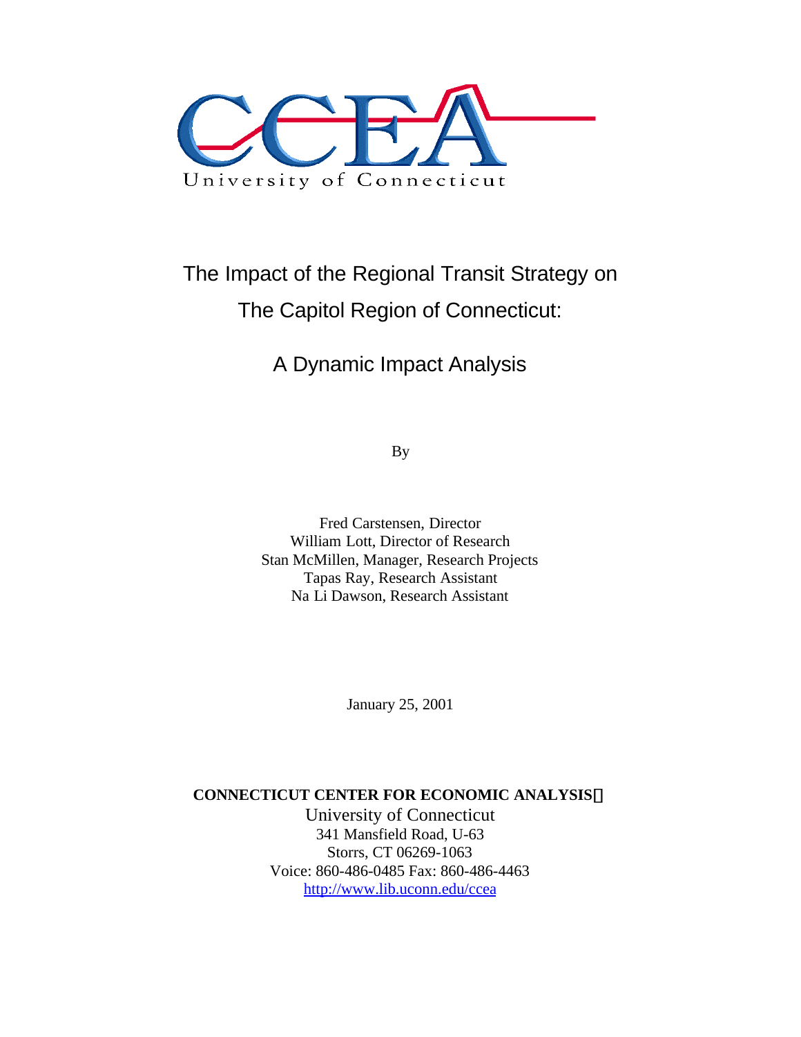CCEA

University of Connecticut

# The Impact of the Regional Transit Strategy on The Capitol Region of Connecticut:

## A Dynamic Impact Analysis

By

Fred Carstensen, Director
William Lott, Director of Research
Stan McMillen, Manager, Research Projects
Tapas Ray, Research Assistant
Na Li Dawson, Research Assistant

January 25, 2001

**CONNECTICUT CENTER FOR ECONOMIC ANALYSIS**
University of Connecticut
341 Mansfield Road, U-63
Storrs, CT 06269-1063
Voice: 860-486-0485 Fax: 860-486-4463
http://www.lib.uconn.edu/ccea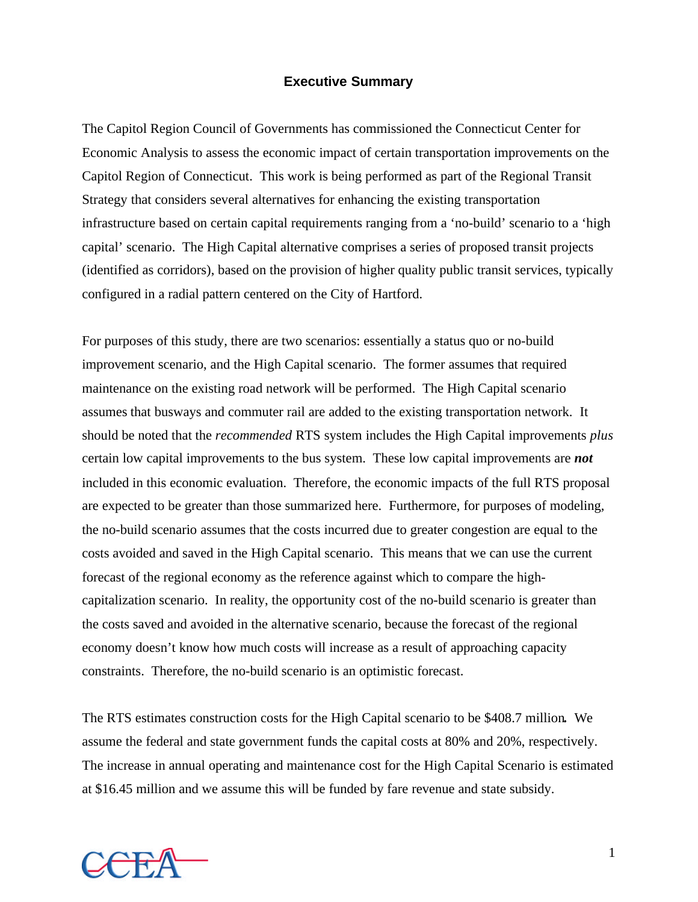# Executive Summary

The Capitol Region Council of Governments has commissioned the Connecticut Center for Economic Analysis to assess the economic impact of certain transportation improvements on the Capitol Region of Connecticut. This work is being performed as part of the Regional Transit Strategy that considers several alternatives for enhancing the existing transportation infrastructure based on certain capital requirements ranging from a 'no-build' scenario to a 'high capital' scenario. The High Capital alternative comprises a series of proposed transit projects (identified as corridors), based on the provision of higher quality public transit services, typically configured in a radial pattern centered on the City of Hartford.

For purposes of this study, there are two scenarios: essentially a status quo or no-build improvement scenario, and the High Capital scenario. The former assumes that required maintenance on the existing road network will be performed. The High Capital scenario assumes that busways and commuter rail are added to the existing transportation network. It should be noted that the *recommended* RTS system includes the High Capital improvements *plus* certain low capital improvements to the bus system. These low capital improvements are ***not*** included in this economic evaluation. Therefore, the economic impacts of the full RTS proposal are expected to be greater than those summarized here. Furthermore, for purposes of modeling, the no-build scenario assumes that the costs incurred due to greater congestion are equal to the costs avoided and saved in the High Capital scenario. This means that we can use the current forecast of the regional economy as the reference against which to compare the high-capitalization scenario. In reality, the opportunity cost of the no-build scenario is greater than the costs saved and avoided in the alternative scenario, because the forecast of the regional economy doesn't know how much costs will increase as a result of approaching capacity constraints. Therefore, the no-build scenario is an optimistic forecast.

The RTS estimates construction costs for the High Capital scenario to be $408.7 million**.** We assume the federal and state government funds the capital costs at 80% and 20%, respectively. The increase in annual operating and maintenance cost for the High Capital Scenario is estimated at $16.45 million and we assume this will be funded by fare revenue and state subsidy.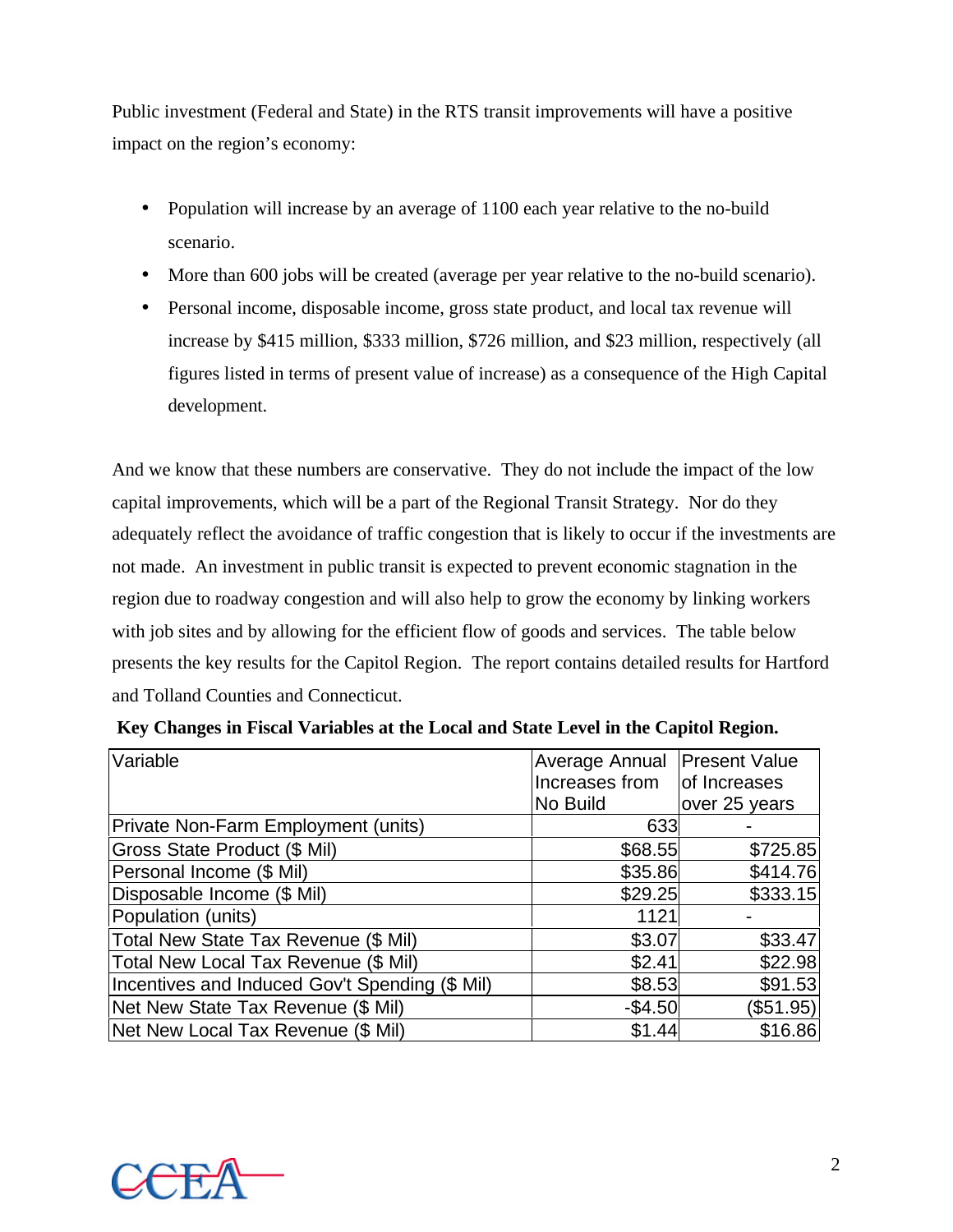Public investment (Federal and State) in the RTS transit improvements will have a positive impact on the region's economy:

- Population will increase by an average of 1100 each year relative to the no-build scenario.
- More than 600 jobs will be created (average per year relative to the no-build scenario).
- Personal income, disposable income, gross state product, and local tax revenue will increase by $415 million, $333 million, $726 million, and $23 million, respectively (all figures listed in terms of present value of increase) as a consequence of the High Capital development.

And we know that these numbers are conservative. They do not include the impact of the low capital improvements, which will be a part of the Regional Transit Strategy. Nor do they adequately reflect the avoidance of traffic congestion that is likely to occur if the investments are not made. An investment in public transit is expected to prevent economic stagnation in the region due to roadway congestion and will also help to grow the economy by linking workers with job sites and by allowing for the efficient flow of goods and services. The table below presents the key results for the Capitol Region. The report contains detailed results for Hartford and Tolland Counties and Connecticut.

**Key Changes in Fiscal Variables at the Local and State Level in the Capitol Region.**

| Variable | Average Annual Increases from No Build | Present Value of Increases over 25 years |
|---|---|---|
| Private Non-Farm Employment (units) | 633 | - |
| Gross State Product ($ Mil) | $68.55 | $725.85 |
| Personal Income ($ Mil) | $35.86 | $414.76 |
| Disposable Income ($ Mil) | $29.25 | $333.15 |
| Population (units) | 1121 | - |
| Total New State Tax Revenue ($ Mil) | $3.07 | $33.47 |
| Total New Local Tax Revenue ($ Mil) | $2.41 | $22.98 |
| Incentives and Induced Gov't Spending ($ Mil) | $8.53 | $91.53 |
| Net New State Tax Revenue ($ Mil) | -$4.50 | ($51.95) |
| Net New Local Tax Revenue ($ Mil) | $1.44 | $16.86 |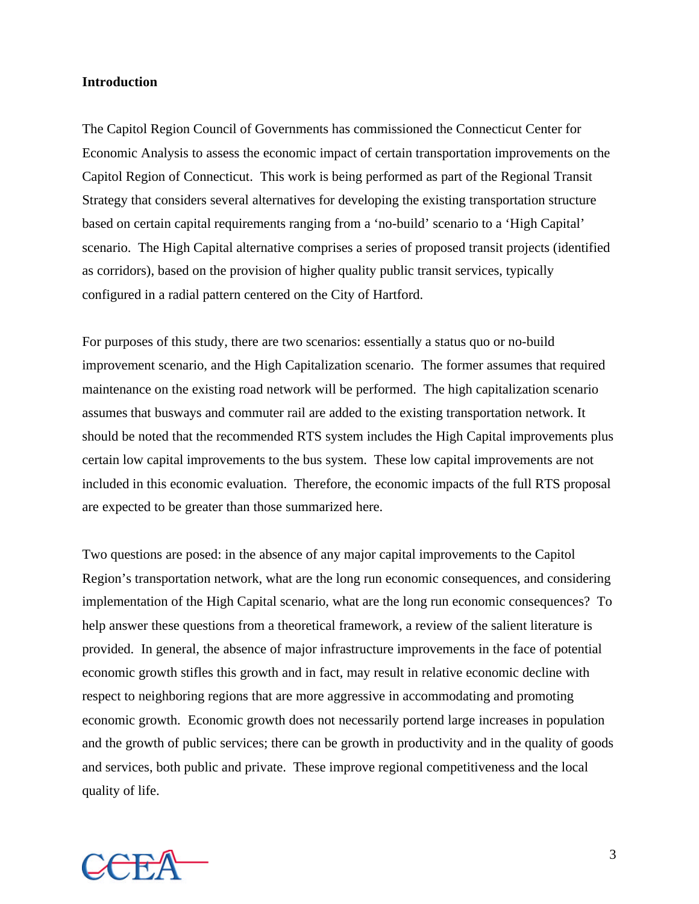## Introduction

The Capitol Region Council of Governments has commissioned the Connecticut Center for Economic Analysis to assess the economic impact of certain transportation improvements on the Capitol Region of Connecticut. This work is being performed as part of the Regional Transit Strategy that considers several alternatives for developing the existing transportation structure based on certain capital requirements ranging from a 'no-build' scenario to a 'High Capital' scenario. The High Capital alternative comprises a series of proposed transit projects (identified as corridors), based on the provision of higher quality public transit services, typically configured in a radial pattern centered on the City of Hartford.

For purposes of this study, there are two scenarios: essentially a status quo or no-build improvement scenario, and the High Capitalization scenario. The former assumes that required maintenance on the existing road network will be performed. The high capitalization scenario assumes that busways and commuter rail are added to the existing transportation network. It should be noted that the recommended RTS system includes the High Capital improvements plus certain low capital improvements to the bus system. These low capital improvements are not included in this economic evaluation. Therefore, the economic impacts of the full RTS proposal are expected to be greater than those summarized here.

Two questions are posed: in the absence of any major capital improvements to the Capitol Region's transportation network, what are the long run economic consequences, and considering implementation of the High Capital scenario, what are the long run economic consequences? To help answer these questions from a theoretical framework, a review of the salient literature is provided. In general, the absence of major infrastructure improvements in the face of potential economic growth stifles this growth and in fact, may result in relative economic decline with respect to neighboring regions that are more aggressive in accommodating and promoting economic growth. Economic growth does not necessarily portend large increases in population and the growth of public services; there can be growth in productivity and in the quality of goods and services, both public and private. These improve regional competitiveness and the local quality of life.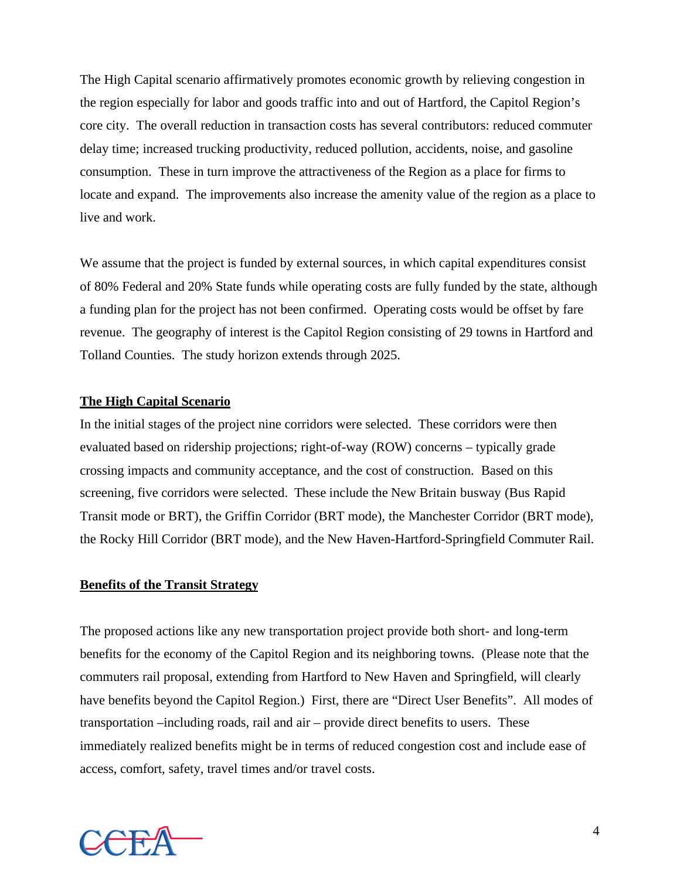The High Capital scenario affirmatively promotes economic growth by relieving congestion in the region especially for labor and goods traffic into and out of Hartford, the Capitol Region's core city. The overall reduction in transaction costs has several contributors: reduced commuter delay time; increased trucking productivity, reduced pollution, accidents, noise, and gasoline consumption. These in turn improve the attractiveness of the Region as a place for firms to locate and expand. The improvements also increase the amenity value of the region as a place to live and work.

We assume that the project is funded by external sources, in which capital expenditures consist of 80% Federal and 20% State funds while operating costs are fully funded by the state, although a funding plan for the project has not been confirmed. Operating costs would be offset by fare revenue. The geography of interest is the Capitol Region consisting of 29 towns in Hartford and Tolland Counties. The study horizon extends through 2025.

## The High Capital Scenario

In the initial stages of the project nine corridors were selected. These corridors were then evaluated based on ridership projections; right-of-way (ROW) concerns – typically grade crossing impacts and community acceptance, and the cost of construction. Based on this screening, five corridors were selected. These include the New Britain busway (Bus Rapid Transit mode or BRT), the Griffin Corridor (BRT mode), the Manchester Corridor (BRT mode), the Rocky Hill Corridor (BRT mode), and the New Haven-Hartford-Springfield Commuter Rail.

## Benefits of the Transit Strategy

The proposed actions like any new transportation project provide both short- and long-term benefits for the economy of the Capitol Region and its neighboring towns. (Please note that the commuters rail proposal, extending from Hartford to New Haven and Springfield, will clearly have benefits beyond the Capitol Region.) First, there are "Direct User Benefits". All modes of transportation –including roads, rail and air – provide direct benefits to users. These immediately realized benefits might be in terms of reduced congestion cost and include ease of access, comfort, safety, travel times and/or travel costs.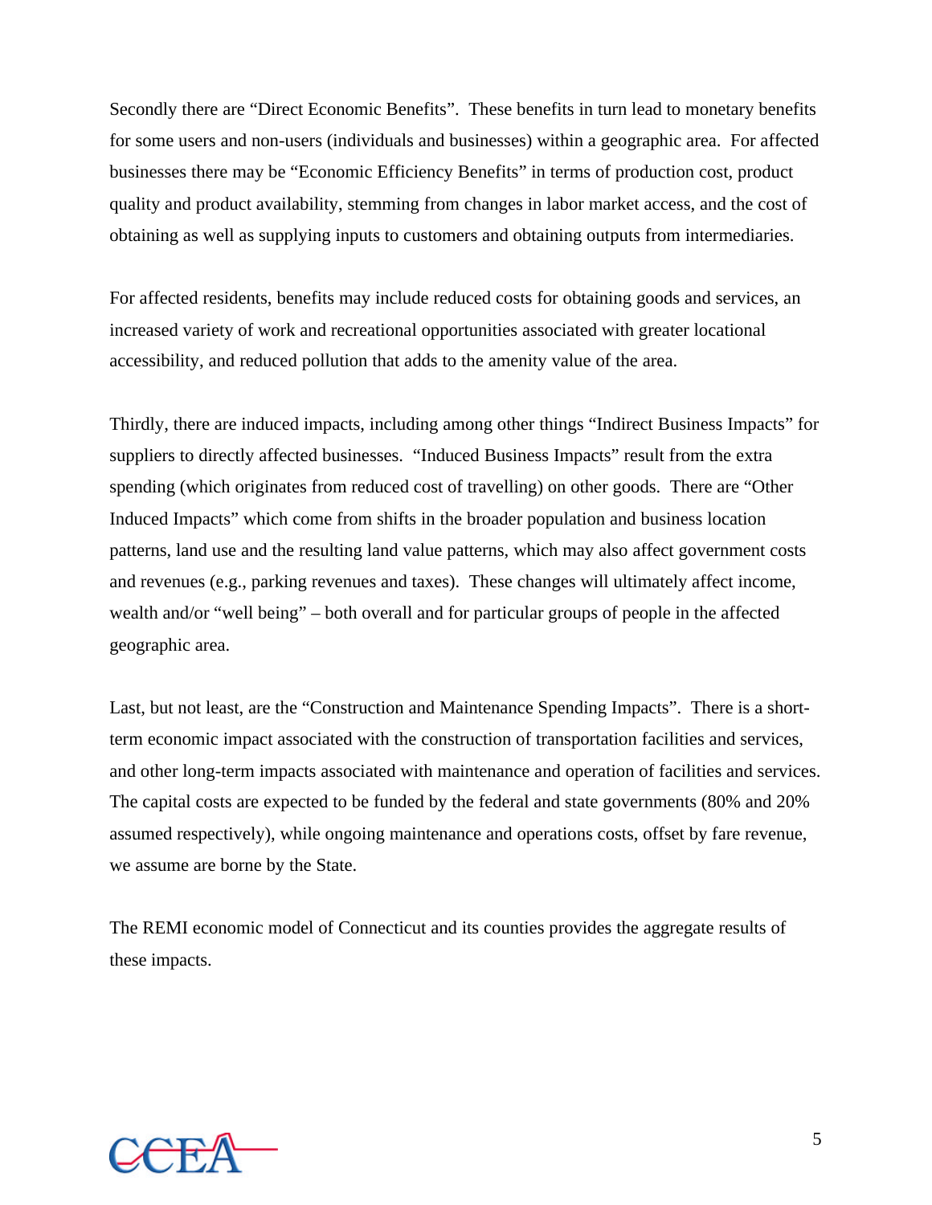Secondly there are "Direct Economic Benefits". These benefits in turn lead to monetary benefits for some users and non-users (individuals and businesses) within a geographic area. For affected businesses there may be "Economic Efficiency Benefits" in terms of production cost, product quality and product availability, stemming from changes in labor market access, and the cost of obtaining as well as supplying inputs to customers and obtaining outputs from intermediaries.

For affected residents, benefits may include reduced costs for obtaining goods and services, an increased variety of work and recreational opportunities associated with greater locational accessibility, and reduced pollution that adds to the amenity value of the area.

Thirdly, there are induced impacts, including among other things "Indirect Business Impacts" for suppliers to directly affected businesses. "Induced Business Impacts" result from the extra spending (which originates from reduced cost of travelling) on other goods. There are "Other Induced Impacts" which come from shifts in the broader population and business location patterns, land use and the resulting land value patterns, which may also affect government costs and revenues (e.g., parking revenues and taxes). These changes will ultimately affect income, wealth and/or "well being" – both overall and for particular groups of people in the affected geographic area.

Last, but not least, are the "Construction and Maintenance Spending Impacts". There is a short-term economic impact associated with the construction of transportation facilities and services, and other long-term impacts associated with maintenance and operation of facilities and services. The capital costs are expected to be funded by the federal and state governments (80% and 20% assumed respectively), while ongoing maintenance and operations costs, offset by fare revenue, we assume are borne by the State.

The REMI economic model of Connecticut and its counties provides the aggregate results of these impacts.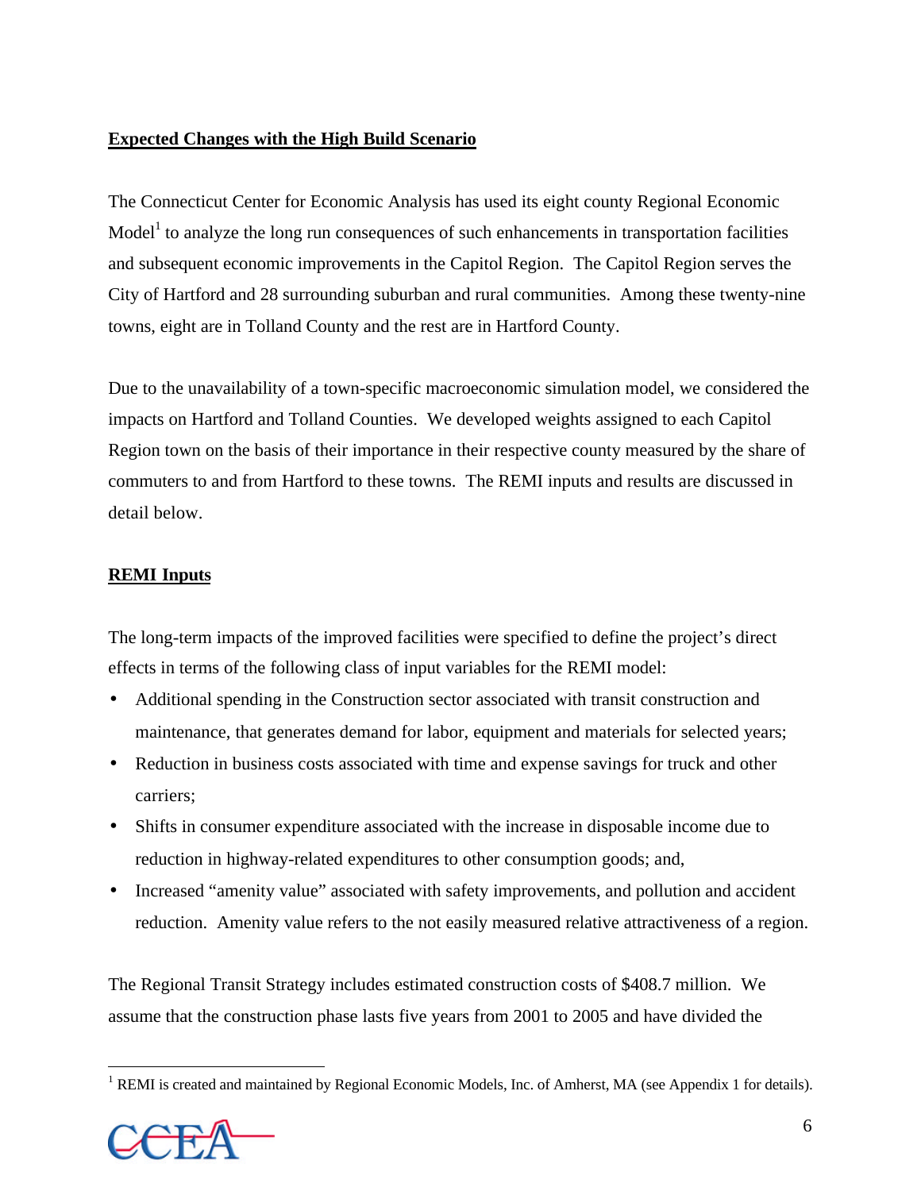**Expected Changes with the High Build Scenario**

The Connecticut Center for Economic Analysis has used its eight county Regional Economic Model[1] to analyze the long run consequences of such enhancements in transportation facilities and subsequent economic improvements in the Capitol Region. The Capitol Region serves the City of Hartford and 28 surrounding suburban and rural communities. Among these twenty-nine towns, eight are in Tolland County and the rest are in Hartford County.

Due to the unavailability of a town-specific macroeconomic simulation model, we considered the impacts on Hartford and Tolland Counties. We developed weights assigned to each Capitol Region town on the basis of their importance in their respective county measured by the share of commuters to and from Hartford to these towns. The REMI inputs and results are discussed in detail below.

**REMI Inputs**

The long-term impacts of the improved facilities were specified to define the project's direct effects in terms of the following class of input variables for the REMI model:

- Additional spending in the Construction sector associated with transit construction and maintenance, that generates demand for labor, equipment and materials for selected years;
- Reduction in business costs associated with time and expense savings for truck and other carriers;
- Shifts in consumer expenditure associated with the increase in disposable income due to reduction in highway-related expenditures to other consumption goods; and,
- Increased "amenity value" associated with safety improvements, and pollution and accident reduction. Amenity value refers to the not easily measured relative attractiveness of a region.

The Regional Transit Strategy includes estimated construction costs of $408.7 million. We assume that the construction phase lasts five years from 2001 to 2005 and have divided the

[1] REMI is created and maintained by Regional Economic Models, Inc. of Amherst, MA (see Appendix 1 for details).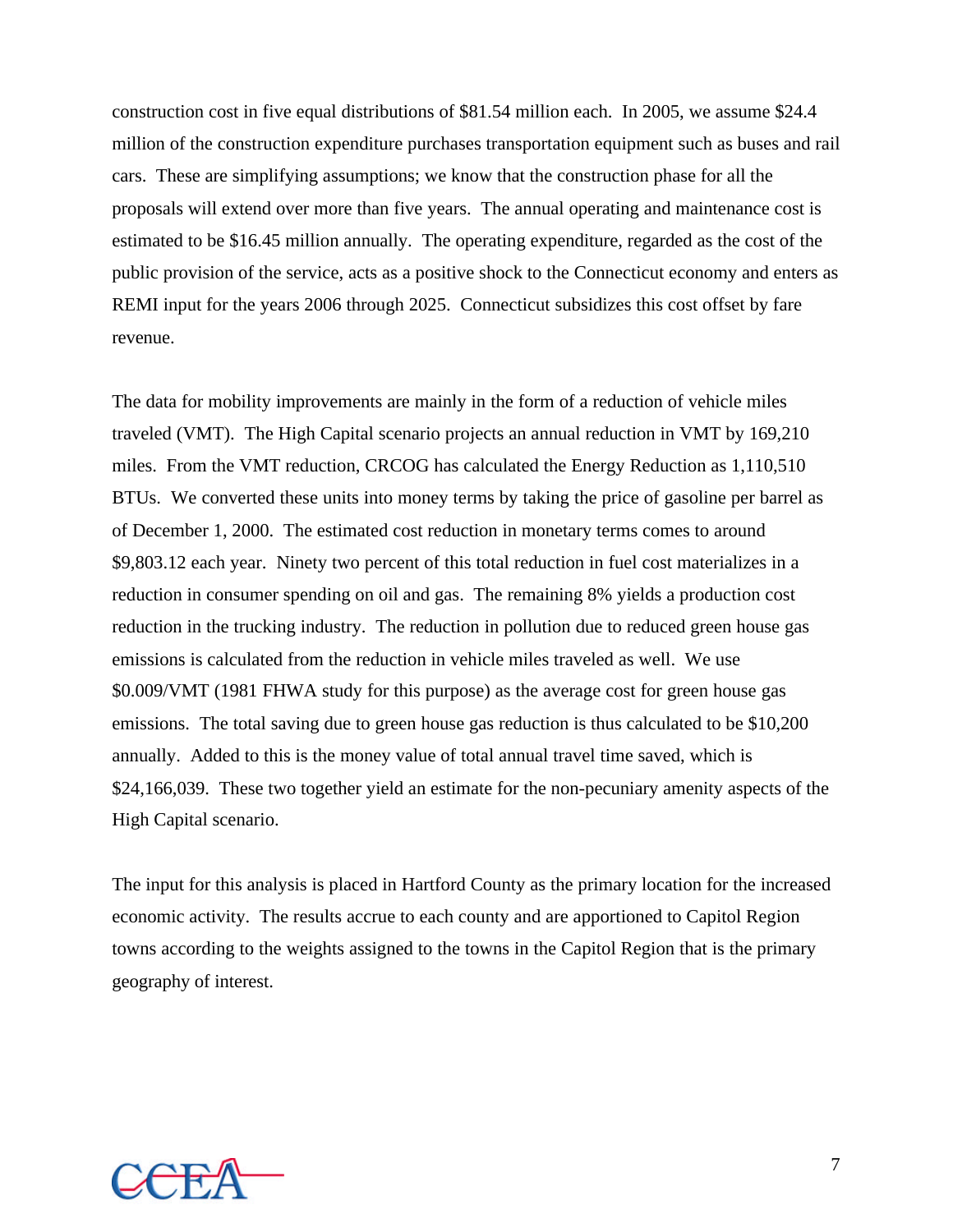construction cost in five equal distributions of $81.54 million each. In 2005, we assume $24.4 million of the construction expenditure purchases transportation equipment such as buses and rail cars. These are simplifying assumptions; we know that the construction phase for all the proposals will extend over more than five years. The annual operating and maintenance cost is estimated to be $16.45 million annually. The operating expenditure, regarded as the cost of the public provision of the service, acts as a positive shock to the Connecticut economy and enters as REMI input for the years 2006 through 2025. Connecticut subsidizes this cost offset by fare revenue.

The data for mobility improvements are mainly in the form of a reduction of vehicle miles traveled (VMT). The High Capital scenario projects an annual reduction in VMT by 169,210 miles. From the VMT reduction, CRCOG has calculated the Energy Reduction as 1,110,510 BTUs. We converted these units into money terms by taking the price of gasoline per barrel as of December 1, 2000. The estimated cost reduction in monetary terms comes to around $9,803.12 each year. Ninety two percent of this total reduction in fuel cost materializes in a reduction in consumer spending on oil and gas. The remaining 8% yields a production cost reduction in the trucking industry. The reduction in pollution due to reduced green house gas emissions is calculated from the reduction in vehicle miles traveled as well. We use $0.009/VMT (1981 FHWA study for this purpose) as the average cost for green house gas emissions. The total saving due to green house gas reduction is thus calculated to be $10,200 annually. Added to this is the money value of total annual travel time saved, which is $24,166,039. These two together yield an estimate for the non-pecuniary amenity aspects of the High Capital scenario.

The input for this analysis is placed in Hartford County as the primary location for the increased economic activity. The results accrue to each county and are apportioned to Capitol Region towns according to the weights assigned to the towns in the Capitol Region that is the primary geography of interest.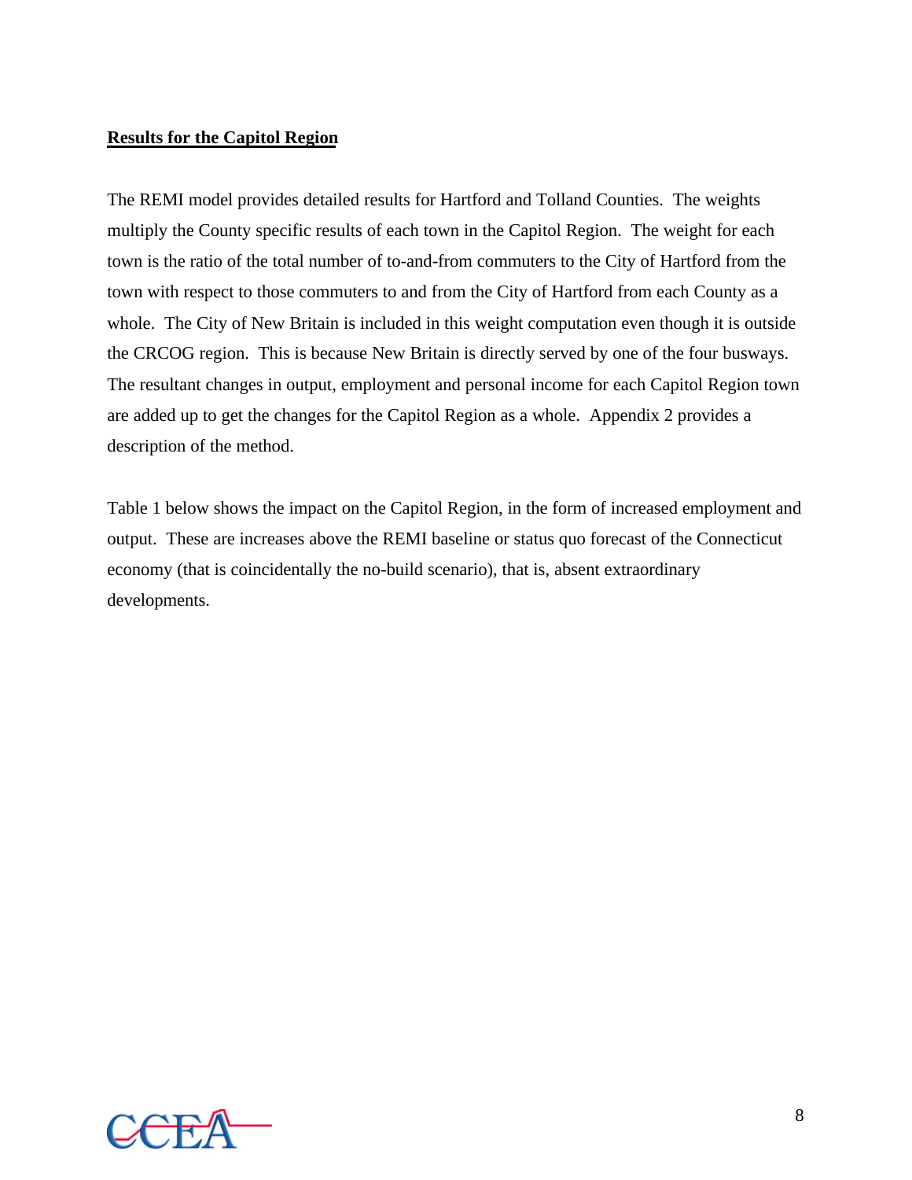**Results for the Capitol Region**

The REMI model provides detailed results for Hartford and Tolland Counties. The weights multiply the County specific results of each town in the Capitol Region. The weight for each town is the ratio of the total number of to-and-from commuters to the City of Hartford from the town with respect to those commuters to and from the City of Hartford from each County as a whole. The City of New Britain is included in this weight computation even though it is outside the CRCOG region. This is because New Britain is directly served by one of the four busways. The resultant changes in output, employment and personal income for each Capitol Region town are added up to get the changes for the Capitol Region as a whole. Appendix 2 provides a description of the method.

Table 1 below shows the impact on the Capitol Region, in the form of increased employment and output. These are increases above the REMI baseline or status quo forecast of the Connecticut economy (that is coincidentally the no-build scenario), that is, absent extraordinary developments.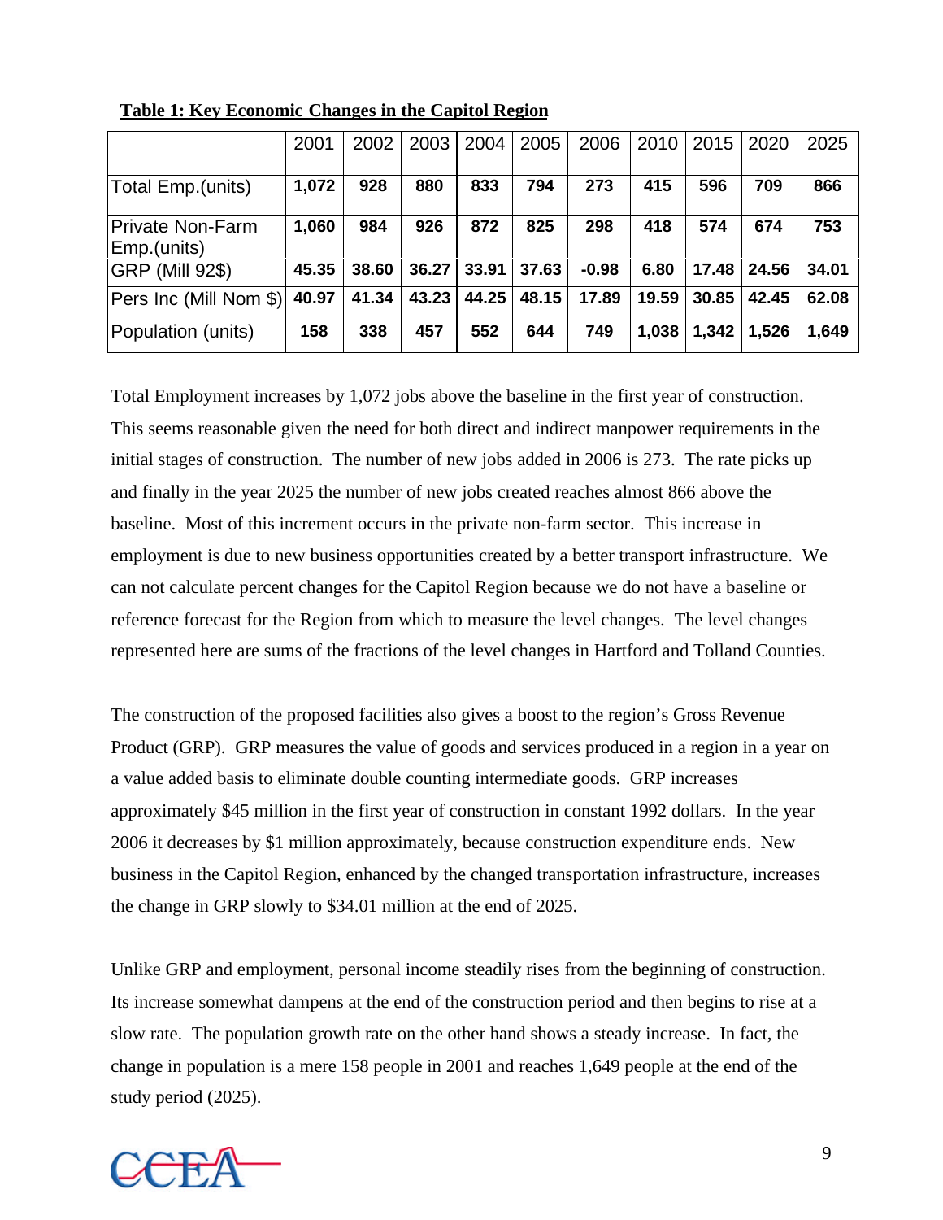**Table 1: Key Economic Changes in the Capitol Region**

| | 2001 | 2002 | 2003 | 2004 | 2005 | 2006 | 2010 | 2015 | 2020 | 2025 |
|---|---|---|---|---|---|---|---|---|---|---|
| Total Emp.(units) | **1,072** | **928** | **880** | **833** | **794** | **273** | **415** | **596** | **709** | **866** |
| Private Non-Farm Emp.(units) | **1,060** | **984** | **926** | **872** | **825** | **298** | **418** | **574** | **674** | **753** |
| GRP (Mill 92$) | **45.35** | **38.60** | **36.27** | **33.91** | **37.63** | **-0.98** | **6.80** | **17.48** | **24.56** | **34.01** |
| Pers Inc (Mill Nom $) | **40.97** | **41.34** | **43.23** | **44.25** | **48.15** | **17.89** | **19.59** | **30.85** | **42.45** | **62.08** |
| Population (units) | **158** | **338** | **457** | **552** | **644** | **749** | **1,038** | **1,342** | **1,526** | **1,649** |

Total Employment increases by 1,072 jobs above the baseline in the first year of construction. This seems reasonable given the need for both direct and indirect manpower requirements in the initial stages of construction. The number of new jobs added in 2006 is 273. The rate picks up and finally in the year 2025 the number of new jobs created reaches almost 866 above the baseline. Most of this increment occurs in the private non-farm sector. This increase in employment is due to new business opportunities created by a better transport infrastructure. We can not calculate percent changes for the Capitol Region because we do not have a baseline or reference forecast for the Region from which to measure the level changes. The level changes represented here are sums of the fractions of the level changes in Hartford and Tolland Counties.

The construction of the proposed facilities also gives a boost to the region's Gross Revenue Product (GRP). GRP measures the value of goods and services produced in a region in a year on a value added basis to eliminate double counting intermediate goods. GRP increases approximately $45 million in the first year of construction in constant 1992 dollars. In the year 2006 it decreases by $1 million approximately, because construction expenditure ends. New business in the Capitol Region, enhanced by the changed transportation infrastructure, increases the change in GRP slowly to $34.01 million at the end of 2025.

Unlike GRP and employment, personal income steadily rises from the beginning of construction. Its increase somewhat dampens at the end of the construction period and then begins to rise at a slow rate. The population growth rate on the other hand shows a steady increase. In fact, the change in population is a mere 158 people in 2001 and reaches 1,649 people at the end of the study period (2025).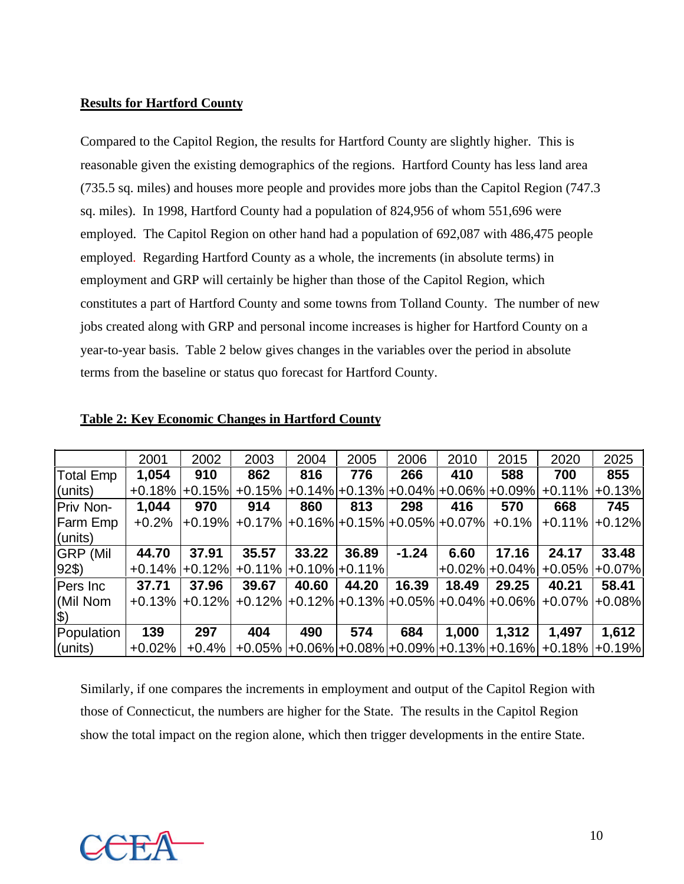**Results for Hartford County**

Compared to the Capitol Region, the results for Hartford County are slightly higher. This is reasonable given the existing demographics of the regions. Hartford County has less land area (735.5 sq. miles) and houses more people and provides more jobs than the Capitol Region (747.3 sq. miles). In 1998, Hartford County had a population of 824,956 of whom 551,696 were employed. The Capitol Region on other hand had a population of 692,087 with 486,475 people employed. Regarding Hartford County as a whole, the increments (in absolute terms) in employment and GRP will certainly be higher than those of the Capitol Region, which constitutes a part of Hartford County and some towns from Tolland County. The number of new jobs created along with GRP and personal income increases is higher for Hartford County on a year-to-year basis. Table 2 below gives changes in the variables over the period in absolute terms from the baseline or status quo forecast for Hartford County.

**Table 2: Key Economic Changes in Hartford County**

| | 2001 | 2002 | 2003 | 2004 | 2005 | 2006 | 2010 | 2015 | 2020 | 2025 |
|---|---|---|---|---|---|---|---|---|---|---|
| Total Emp (units) | **1,054** +0.18% | **910** +0.15% | **862** +0.15% | **816** +0.14% | **776** +0.13% | **266** +0.04% | **410** +0.06% | **588** +0.09% | **700** +0.11% | **855** +0.13% |
| Priv Non-Farm Emp (units) | **1,044** +0.2% | **970** +0.19% | **914** +0.17% | **860** +0.16% | **813** +0.15% | **298** +0.05% | **416** +0.07% | **570** +0.1% | **668** +0.11% | **745** +0.12% |
| GRP (Mil 92$) | **44.70** +0.14% | **37.91** +0.12% | **35.57** +0.11% | **33.22** +0.10% | **36.89** +0.11% | **-1.24** | **6.60** +0.02% | **17.16** +0.04% | **24.17** +0.05% | **33.48** +0.07% |
| Pers Inc (Mil Nom $) | **37.71** +0.13% | **37.96** +0.12% | **39.67** +0.12% | **40.60** +0.12% | **44.20** +0.13% | **16.39** +0.05% | **18.49** +0.04% | **29.25** +0.06% | **40.21** +0.07% | **58.41** +0.08% |
| Population (units) | **139** +0.02% | **297** +0.4% | **404** +0.05% | **490** +0.06% | **574** +0.08% | **684** +0.09% | **1,000** +0.13% | **1,312** +0.16% | **1,497** +0.18% | **1,612** +0.19% |

Similarly, if one compares the increments in employment and output of the Capitol Region with those of Connecticut, the numbers are higher for the State. The results in the Capitol Region show the total impact on the region alone, which then trigger developments in the entire State.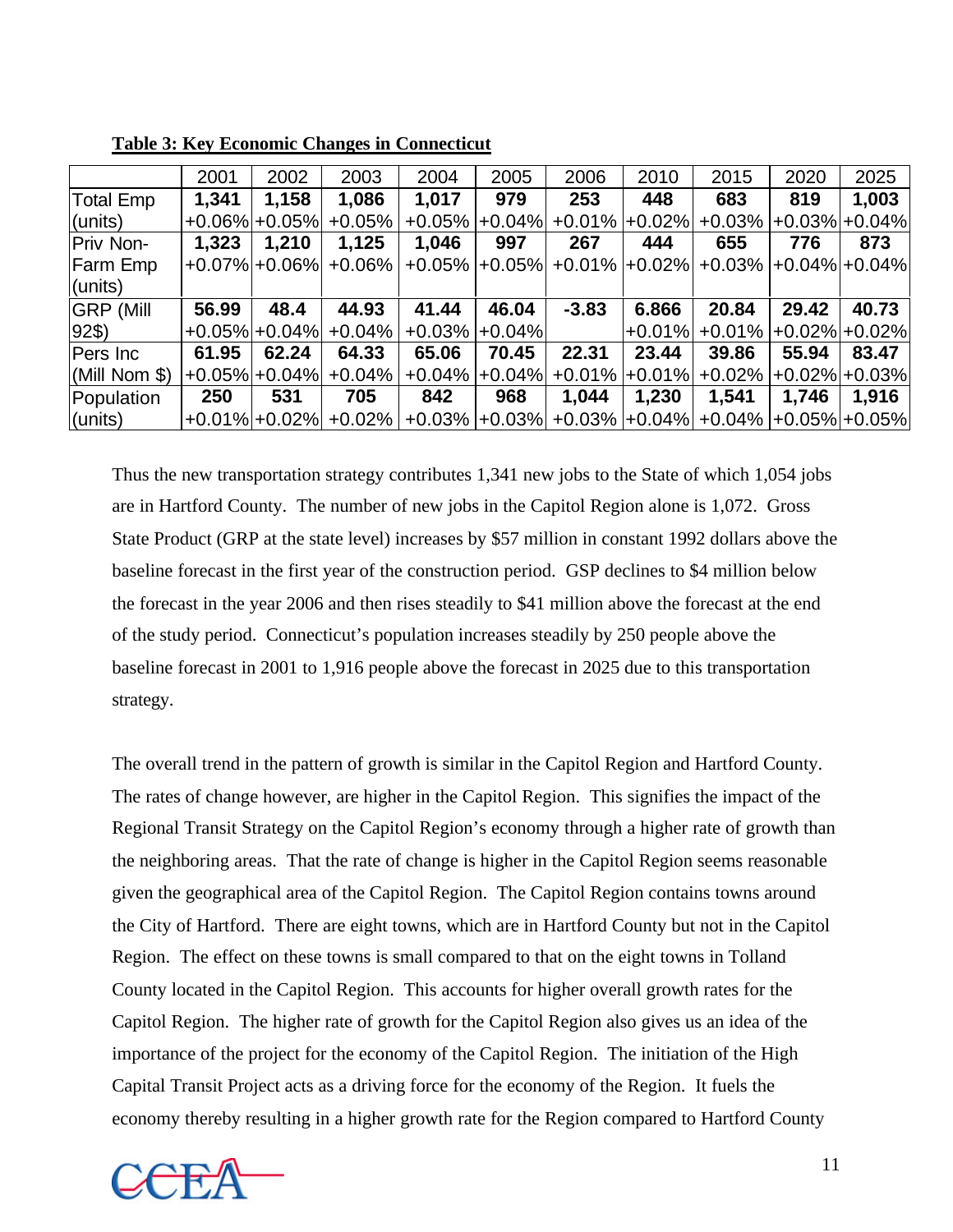**Table 3: Key Economic Changes in Connecticut**

| | 2001 | 2002 | 2003 | 2004 | 2005 | 2006 | 2010 | 2015 | 2020 | 2025 |
|---|---|---|---|---|---|---|---|---|---|---|
| Total Emp (units) | **1,341** +0.06% | **1,158** +0.05% | **1,086** +0.05% | **1,017** +0.05% | **979** +0.04% | **253** +0.01% | **448** +0.02% | **683** +0.03% | **819** +0.03% | **1,003** +0.04% |
| Priv Non-Farm Emp (units) | **1,323** +0.07% | **1,210** +0.06% | **1,125** +0.06% | **1,046** +0.05% | **997** +0.05% | **267** +0.01% | **444** +0.02% | **655** +0.03% | **776** +0.04% | **873** +0.04% |
| GRP (Mill 92$) | **56.99** +0.05% | **48.4** +0.04% | **44.93** +0.04% | **41.44** +0.03% | **46.04** +0.04% | **-3.83** | **6.866** +0.01% | **20.84** +0.01% | **29.42** +0.02% | **40.73** +0.02% |
| Pers Inc (Mill Nom $) | **61.95** +0.05% | **62.24** +0.04% | **64.33** +0.04% | **65.06** +0.04% | **70.45** +0.04% | **22.31** +0.01% | **23.44** +0.01% | **39.86** +0.02% | **55.94** +0.02% | **83.47** +0.03% |
| Population (units) | **250** +0.01% | **531** +0.02% | **705** +0.02% | **842** +0.03% | **968** +0.03% | **1,044** +0.03% | **1,230** +0.04% | **1,541** +0.04% | **1,746** +0.05% | **1,916** +0.05% |

Thus the new transportation strategy contributes 1,341 new jobs to the State of which 1,054 jobs are in Hartford County. The number of new jobs in the Capitol Region alone is 1,072. Gross State Product (GRP at the state level) increases by $57 million in constant 1992 dollars above the baseline forecast in the first year of the construction period. GSP declines to $4 million below the forecast in the year 2006 and then rises steadily to $41 million above the forecast at the end of the study period. Connecticut's population increases steadily by 250 people above the baseline forecast in 2001 to 1,916 people above the forecast in 2025 due to this transportation strategy.

The overall trend in the pattern of growth is similar in the Capitol Region and Hartford County. The rates of change however, are higher in the Capitol Region. This signifies the impact of the Regional Transit Strategy on the Capitol Region's economy through a higher rate of growth than the neighboring areas. That the rate of change is higher in the Capitol Region seems reasonable given the geographical area of the Capitol Region. The Capitol Region contains towns around the City of Hartford. There are eight towns, which are in Hartford County but not in the Capitol Region. The effect on these towns is small compared to that on the eight towns in Tolland County located in the Capitol Region. This accounts for higher overall growth rates for the Capitol Region. The higher rate of growth for the Capitol Region also gives us an idea of the importance of the project for the economy of the Capitol Region. The initiation of the High Capital Transit Project acts as a driving force for the economy of the Region. It fuels the economy thereby resulting in a higher growth rate for the Region compared to Hartford County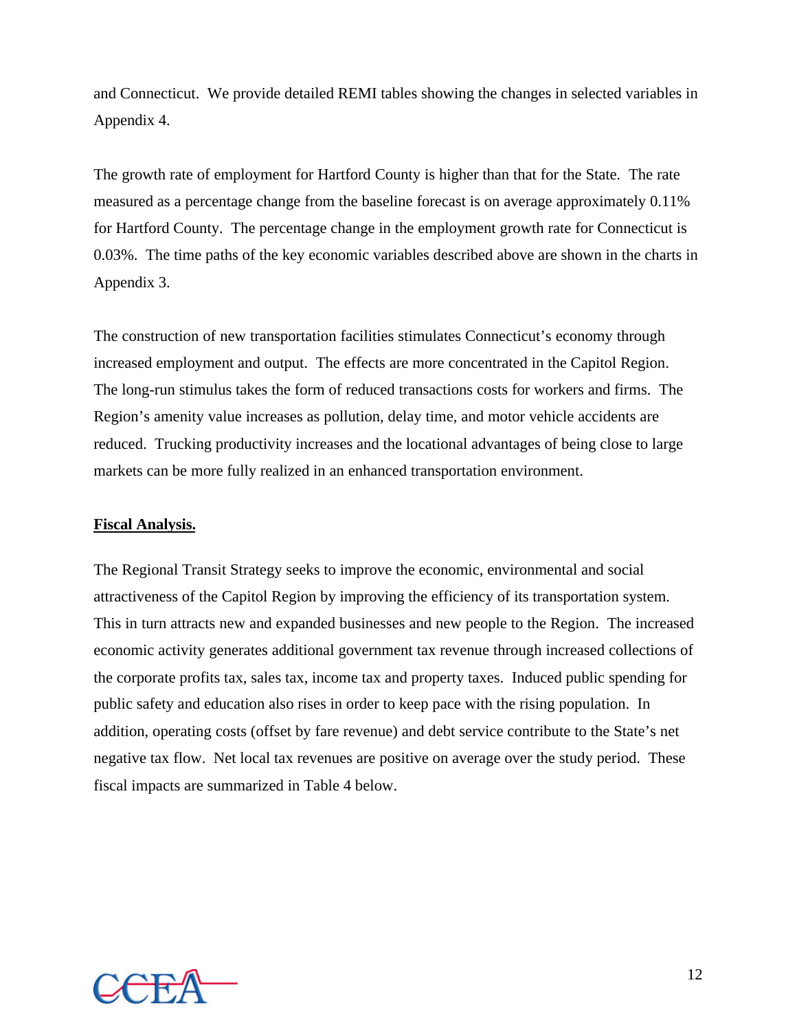and Connecticut. We provide detailed REMI tables showing the changes in selected variables in Appendix 4.

The growth rate of employment for Hartford County is higher than that for the State. The rate measured as a percentage change from the baseline forecast is on average approximately 0.11% for Hartford County. The percentage change in the employment growth rate for Connecticut is 0.03%. The time paths of the key economic variables described above are shown in the charts in Appendix 3.

The construction of new transportation facilities stimulates Connecticut's economy through increased employment and output. The effects are more concentrated in the Capitol Region. The long-run stimulus takes the form of reduced transactions costs for workers and firms. The Region's amenity value increases as pollution, delay time, and motor vehicle accidents are reduced. Trucking productivity increases and the locational advantages of being close to large markets can be more fully realized in an enhanced transportation environment.

**Fiscal Analysis.**

The Regional Transit Strategy seeks to improve the economic, environmental and social attractiveness of the Capitol Region by improving the efficiency of its transportation system. This in turn attracts new and expanded businesses and new people to the Region. The increased economic activity generates additional government tax revenue through increased collections of the corporate profits tax, sales tax, income tax and property taxes. Induced public spending for public safety and education also rises in order to keep pace with the rising population. In addition, operating costs (offset by fare revenue) and debt service contribute to the State's net negative tax flow. Net local tax revenues are positive on average over the study period. These fiscal impacts are summarized in Table 4 below.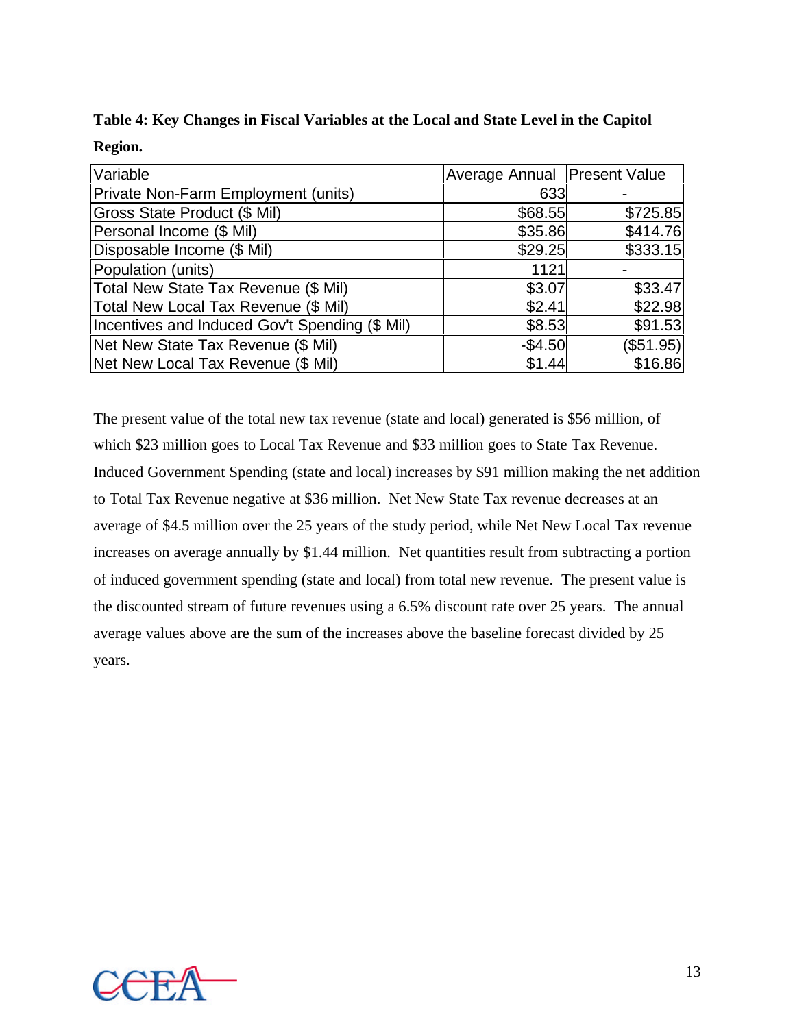**Table 4: Key Changes in Fiscal Variables at the Local and State Level in the Capitol Region.**

| Variable | Average Annual | Present Value |
|---|---|---|
| Private Non-Farm Employment (units) | 633 | - |
| Gross State Product ($ Mil) | $68.55 | $725.85 |
| Personal Income ($ Mil) | $35.86 | $414.76 |
| Disposable Income ($ Mil) | $29.25 | $333.15 |
| Population (units) | 1121 | - |
| Total New State Tax Revenue ($ Mil) | $3.07 | $33.47 |
| Total New Local Tax Revenue ($ Mil) | $2.41 | $22.98 |
| Incentives and Induced Gov't Spending ($ Mil) | $8.53 | $91.53 |
| Net New State Tax Revenue ($ Mil) | -$4.50 | ($51.95) |
| Net New Local Tax Revenue ($ Mil) | $1.44 | $16.86 |

The present value of the total new tax revenue (state and local) generated is $56 million, of which $23 million goes to Local Tax Revenue and $33 million goes to State Tax Revenue. Induced Government Spending (state and local) increases by $91 million making the net addition to Total Tax Revenue negative at $36 million. Net New State Tax revenue decreases at an average of $4.5 million over the 25 years of the study period, while Net New Local Tax revenue increases on average annually by $1.44 million. Net quantities result from subtracting a portion of induced government spending (state and local) from total new revenue. The present value is the discounted stream of future revenues using a 6.5% discount rate over 25 years. The annual average values above are the sum of the increases above the baseline forecast divided by 25 years.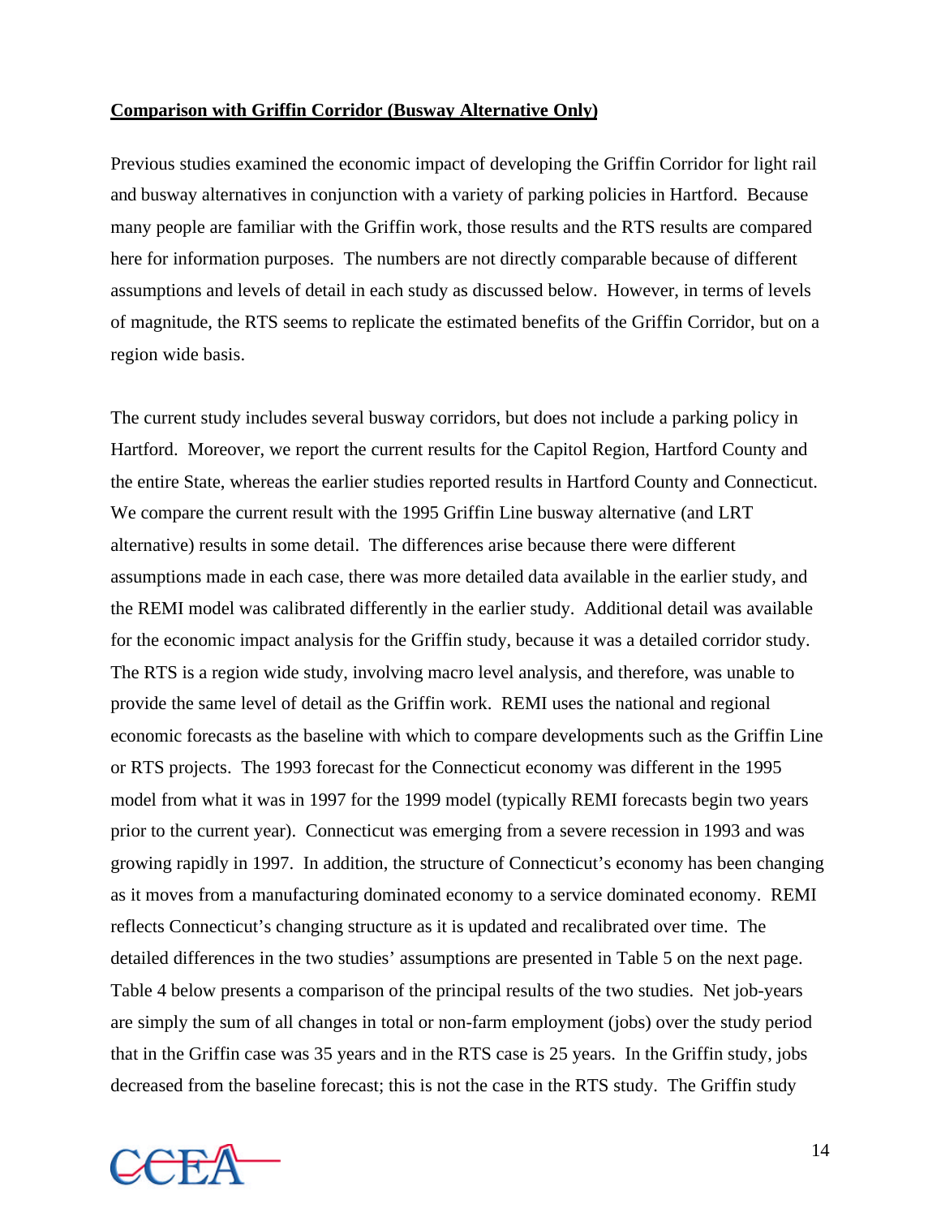**Comparison with Griffin Corridor (Busway Alternative Only)**

Previous studies examined the economic impact of developing the Griffin Corridor for light rail and busway alternatives in conjunction with a variety of parking policies in Hartford. Because many people are familiar with the Griffin work, those results and the RTS results are compared here for information purposes. The numbers are not directly comparable because of different assumptions and levels of detail in each study as discussed below. However, in terms of levels of magnitude, the RTS seems to replicate the estimated benefits of the Griffin Corridor, but on a region wide basis.

The current study includes several busway corridors, but does not include a parking policy in Hartford. Moreover, we report the current results for the Capitol Region, Hartford County and the entire State, whereas the earlier studies reported results in Hartford County and Connecticut. We compare the current result with the 1995 Griffin Line busway alternative (and LRT alternative) results in some detail. The differences arise because there were different assumptions made in each case, there was more detailed data available in the earlier study, and the REMI model was calibrated differently in the earlier study. Additional detail was available for the economic impact analysis for the Griffin study, because it was a detailed corridor study. The RTS is a region wide study, involving macro level analysis, and therefore, was unable to provide the same level of detail as the Griffin work. REMI uses the national and regional economic forecasts as the baseline with which to compare developments such as the Griffin Line or RTS projects. The 1993 forecast for the Connecticut economy was different in the 1995 model from what it was in 1997 for the 1999 model (typically REMI forecasts begin two years prior to the current year). Connecticut was emerging from a severe recession in 1993 and was growing rapidly in 1997. In addition, the structure of Connecticut's economy has been changing as it moves from a manufacturing dominated economy to a service dominated economy. REMI reflects Connecticut's changing structure as it is updated and recalibrated over time. The detailed differences in the two studies' assumptions are presented in Table 5 on the next page. Table 4 below presents a comparison of the principal results of the two studies. Net job-years are simply the sum of all changes in total or non-farm employment (jobs) over the study period that in the Griffin case was 35 years and in the RTS case is 25 years. In the Griffin study, jobs decreased from the baseline forecast; this is not the case in the RTS study. The Griffin study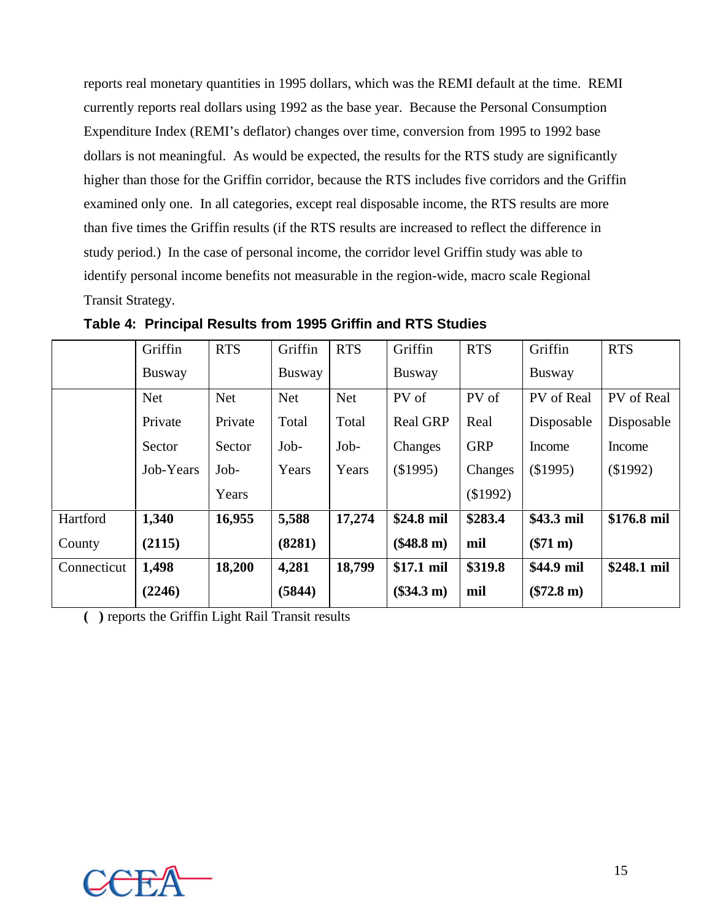reports real monetary quantities in 1995 dollars, which was the REMI default at the time. REMI currently reports real dollars using 1992 as the base year. Because the Personal Consumption Expenditure Index (REMI's deflator) changes over time, conversion from 1995 to 1992 base dollars is not meaningful. As would be expected, the results for the RTS study are significantly higher than those for the Griffin corridor, because the RTS includes five corridors and the Griffin examined only one. In all categories, except real disposable income, the RTS results are more than five times the Griffin results (if the RTS results are increased to reflect the difference in study period.) In the case of personal income, the corridor level Griffin study was able to identify personal income benefits not measurable in the region-wide, macro scale Regional Transit Strategy.

**Table 4: Principal Results from 1995 Griffin and RTS Studies**

| | Griffin Busway | RTS | Griffin Busway | RTS | Griffin Busway | RTS | Griffin Busway | RTS |
|---|---|---|---|---|---|---|---|---|
| | Net Private Sector Job-Years | Net Private Sector Job-Years | Net Total Job-Years | Net Total Job-Years | PV of Real GRP Changes ($1995) | PV of Real GRP Changes ($1992) | PV of Real Disposable Income ($1995) | PV of Real Disposable Income ($1992) |
| Hartford County | **1,340 (2115)** | **16,955** | **5,588 (8281)** | **17,274** | **$24.8 mil ($48.8 m)** | **$283.4 mil** | **$43.3 mil ($71 m)** | **$176.8 mil** |
| Connecticut | **1,498 (2246)** | **18,200** | **4,281 (5844)** | **18,799** | **$17.1 mil ($34.3 m)** | **$319.8 mil** | **$44.9 mil ($72.8 m)** | **$248.1 mil** |

**( )** reports the Griffin Light Rail Transit results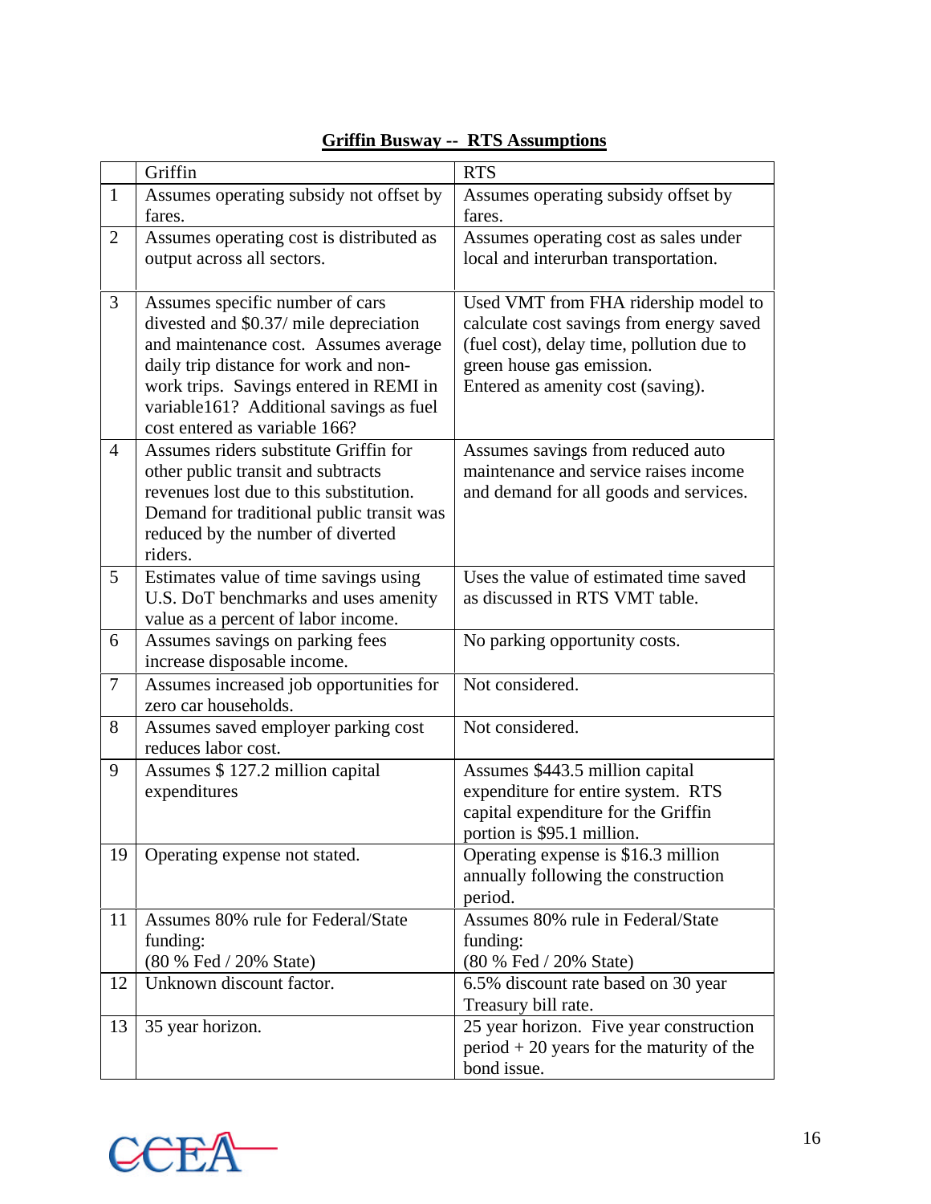**Griffin Busway -- RTS Assumptions**

| | Griffin | RTS |
|---|---|---|
| 1 | Assumes operating subsidy not offset by fares. | Assumes operating subsidy offset by fares. |
| 2 | Assumes operating cost is distributed as output across all sectors. | Assumes operating cost as sales under local and interurban transportation. |
| 3 | Assumes specific number of cars divested and $0.37/ mile depreciation and maintenance cost. Assumes average daily trip distance for work and non-work trips. Savings entered in REMI in variable161? Additional savings as fuel cost entered as variable 166? | Used VMT from FHA ridership model to calculate cost savings from energy saved (fuel cost), delay time, pollution due to green house gas emission. Entered as amenity cost (saving). |
| 4 | Assumes riders substitute Griffin for other public transit and subtracts revenues lost due to this substitution. Demand for traditional public transit was reduced by the number of diverted riders. | Assumes savings from reduced auto maintenance and service raises income and demand for all goods and services. |
| 5 | Estimates value of time savings using U.S. DoT benchmarks and uses amenity value as a percent of labor income. | Uses the value of estimated time saved as discussed in RTS VMT table. |
| 6 | Assumes savings on parking fees increase disposable income. | No parking opportunity costs. |
| 7 | Assumes increased job opportunities for zero car households. | Not considered. |
| 8 | Assumes saved employer parking cost reduces labor cost. | Not considered. |
| 9 | Assumes $ 127.2 million capital expenditures | Assumes $443.5 million capital expenditure for entire system. RTS capital expenditure for the Griffin portion is $95.1 million. |
| 19 | Operating expense not stated. | Operating expense is $16.3 million annually following the construction period. |
| 11 | Assumes 80% rule for Federal/State funding: (80 % Fed / 20% State) | Assumes 80% rule in Federal/State funding: (80 % Fed / 20% State) |
| 12 | Unknown discount factor. | 6.5% discount rate based on 30 year Treasury bill rate. |
| 13 | 35 year horizon. | 25 year horizon. Five year construction period + 20 years for the maturity of the bond issue. |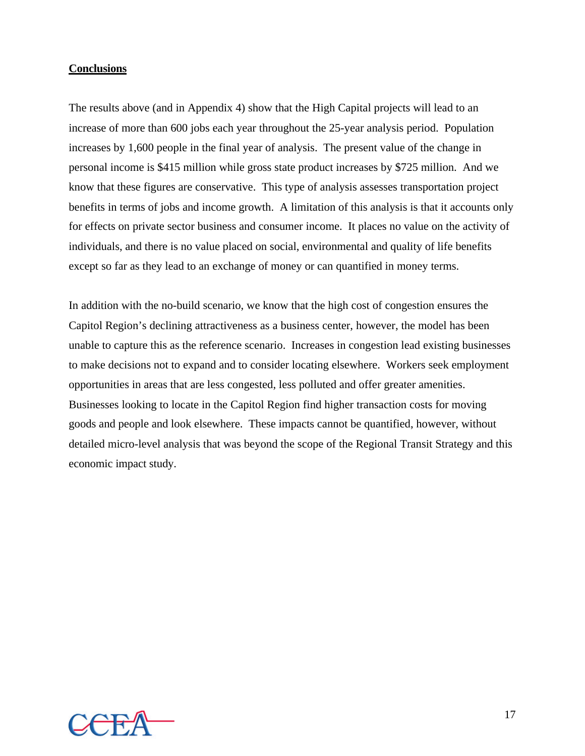**Conclusions**

The results above (and in Appendix 4) show that the High Capital projects will lead to an increase of more than 600 jobs each year throughout the 25-year analysis period. Population increases by 1,600 people in the final year of analysis. The present value of the change in personal income is $415 million while gross state product increases by $725 million. And we know that these figures are conservative. This type of analysis assesses transportation project benefits in terms of jobs and income growth. A limitation of this analysis is that it accounts only for effects on private sector business and consumer income. It places no value on the activity of individuals, and there is no value placed on social, environmental and quality of life benefits except so far as they lead to an exchange of money or can quantified in money terms.

In addition with the no-build scenario, we know that the high cost of congestion ensures the Capitol Region's declining attractiveness as a business center, however, the model has been unable to capture this as the reference scenario. Increases in congestion lead existing businesses to make decisions not to expand and to consider locating elsewhere. Workers seek employment opportunities in areas that are less congested, less polluted and offer greater amenities. Businesses looking to locate in the Capitol Region find higher transaction costs for moving goods and people and look elsewhere. These impacts cannot be quantified, however, without detailed micro-level analysis that was beyond the scope of the Regional Transit Strategy and this economic impact study.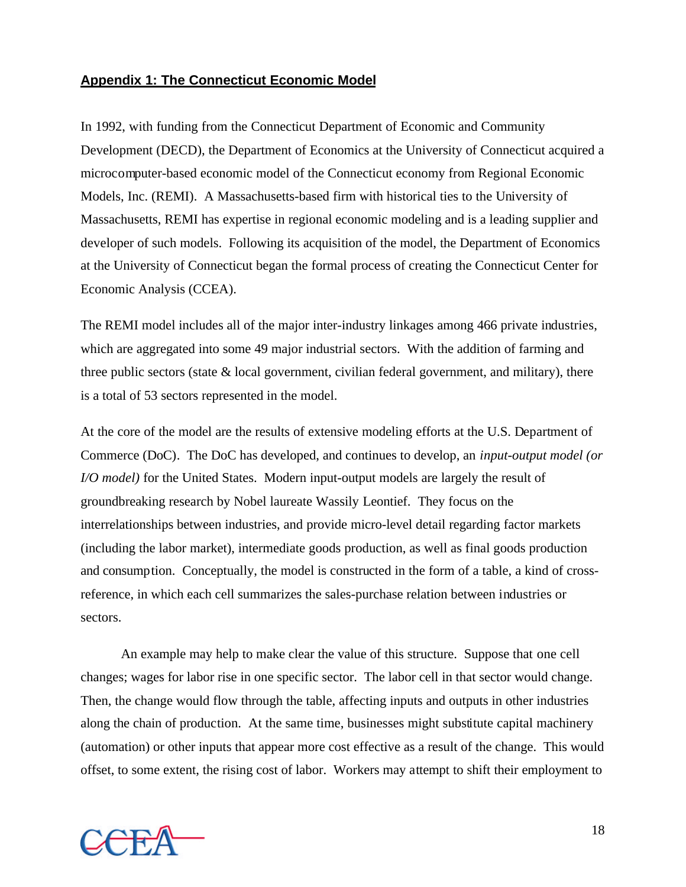## Appendix 1: The Connecticut Economic Model

In 1992, with funding from the Connecticut Department of Economic and Community Development (DECD), the Department of Economics at the University of Connecticut acquired a microcomputer-based economic model of the Connecticut economy from Regional Economic Models, Inc. (REMI). A Massachusetts-based firm with historical ties to the University of Massachusetts, REMI has expertise in regional economic modeling and is a leading supplier and developer of such models. Following its acquisition of the model, the Department of Economics at the University of Connecticut began the formal process of creating the Connecticut Center for Economic Analysis (CCEA).

The REMI model includes all of the major inter-industry linkages among 466 private industries, which are aggregated into some 49 major industrial sectors. With the addition of farming and three public sectors (state & local government, civilian federal government, and military), there is a total of 53 sectors represented in the model.

At the core of the model are the results of extensive modeling efforts at the U.S. Department of Commerce (DoC). The DoC has developed, and continues to develop, an *input-output model (or I/O model)* for the United States. Modern input-output models are largely the result of groundbreaking research by Nobel laureate Wassily Leontief. They focus on the interrelationships between industries, and provide micro-level detail regarding factor markets (including the labor market), intermediate goods production, as well as final goods production and consumption. Conceptually, the model is constructed in the form of a table, a kind of cross-reference, in which each cell summarizes the sales-purchase relation between industries or sectors.

An example may help to make clear the value of this structure. Suppose that one cell changes; wages for labor rise in one specific sector. The labor cell in that sector would change. Then, the change would flow through the table, affecting inputs and outputs in other industries along the chain of production. At the same time, businesses might substitute capital machinery (automation) or other inputs that appear more cost effective as a result of the change. This would offset, to some extent, the rising cost of labor. Workers may attempt to shift their employment to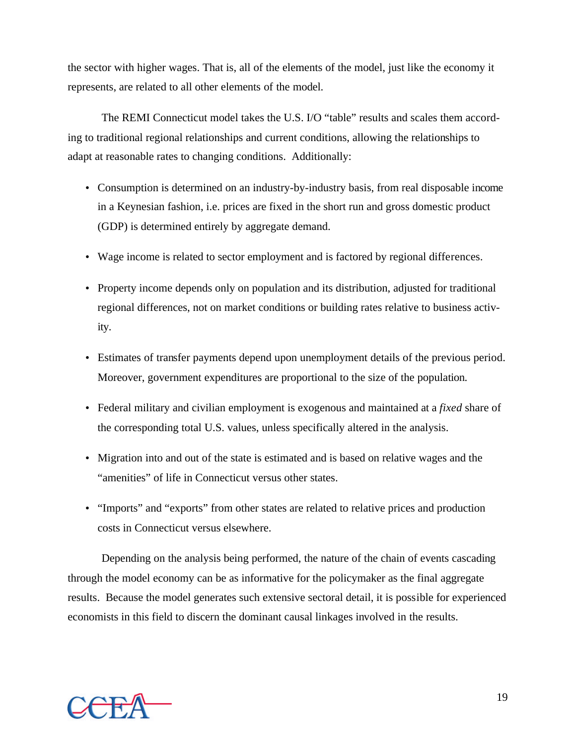the sector with higher wages. That is, all of the elements of the model, just like the economy it represents, are related to all other elements of the model.

The REMI Connecticut model takes the U.S. I/O "table" results and scales them according to traditional regional relationships and current conditions, allowing the relationships to adapt at reasonable rates to changing conditions. Additionally:

- Consumption is determined on an industry-by-industry basis, from real disposable income in a Keynesian fashion, i.e. prices are fixed in the short run and gross domestic product (GDP) is determined entirely by aggregate demand.
- Wage income is related to sector employment and is factored by regional differences.
- Property income depends only on population and its distribution, adjusted for traditional regional differences, not on market conditions or building rates relative to business activity.
- Estimates of transfer payments depend upon unemployment details of the previous period. Moreover, government expenditures are proportional to the size of the population.
- Federal military and civilian employment is exogenous and maintained at a *fixed* share of the corresponding total U.S. values, unless specifically altered in the analysis.
- Migration into and out of the state is estimated and is based on relative wages and the "amenities" of life in Connecticut versus other states.
- "Imports" and "exports" from other states are related to relative prices and production costs in Connecticut versus elsewhere.

Depending on the analysis being performed, the nature of the chain of events cascading through the model economy can be as informative for the policymaker as the final aggregate results. Because the model generates such extensive sectoral detail, it is possible for experienced economists in this field to discern the dominant causal linkages involved in the results.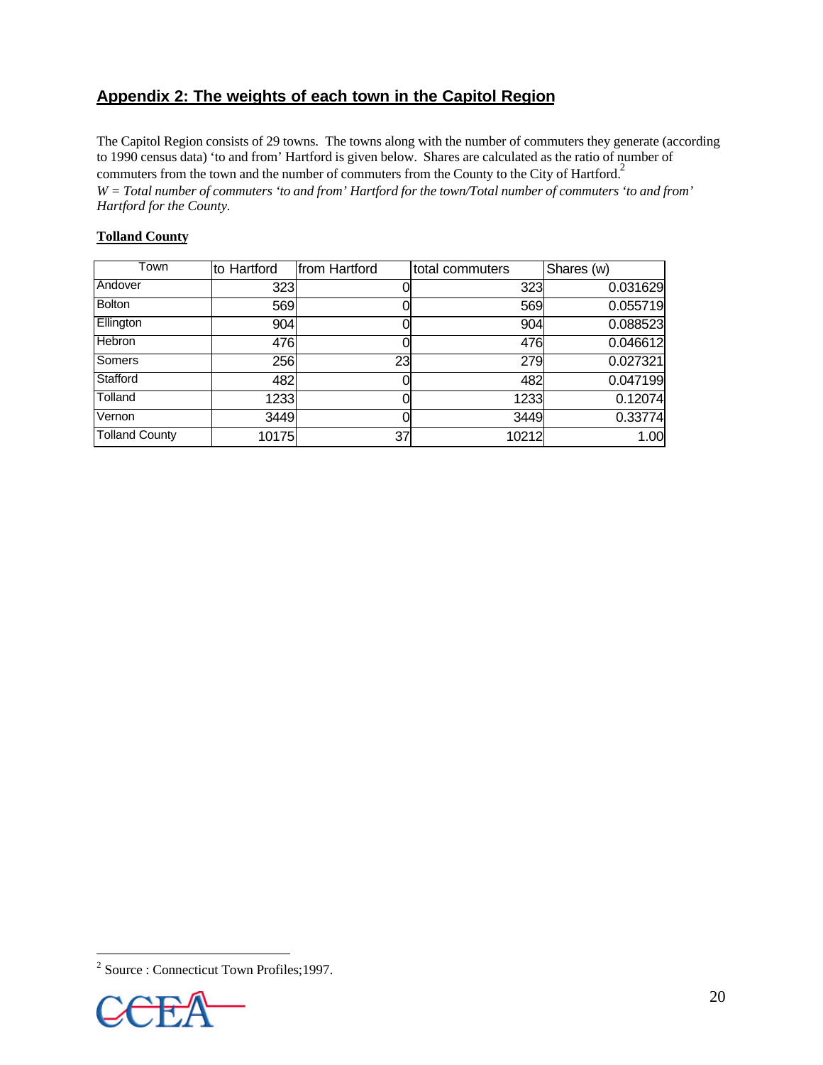## Appendix 2: The weights of each town in the Capitol Region

The Capitol Region consists of 29 towns. The towns along with the number of commuters they generate (according to 1990 census data) 'to and from' Hartford is given below. Shares are calculated as the ratio of number of commuters from the town and the number of commuters from the County to the City of Hartford.[2]

*W = Total number of commuters 'to and from' Hartford for the town/Total number of commuters 'to and from' Hartford for the County.*

**Tolland County**

| Town | to Hartford | from Hartford | total commuters | Shares (w) |
|---|---|---|---|---|
| Andover | 323 | 0 | 323 | 0.031629 |
| Bolton | 569 | 0 | 569 | 0.055719 |
| Ellington | 904 | 0 | 904 | 0.088523 |
| Hebron | 476 | 0 | 476 | 0.046612 |
| Somers | 256 | 23 | 279 | 0.027321 |
| Stafford | 482 | 0 | 482 | 0.047199 |
| Tolland | 1233 | 0 | 1233 | 0.12074 |
| Vernon | 3449 | 0 | 3449 | 0.33774 |
| Tolland County | 10175 | 37 | 10212 | 1.00 |

[2] Source : Connecticut Town Profiles;1997.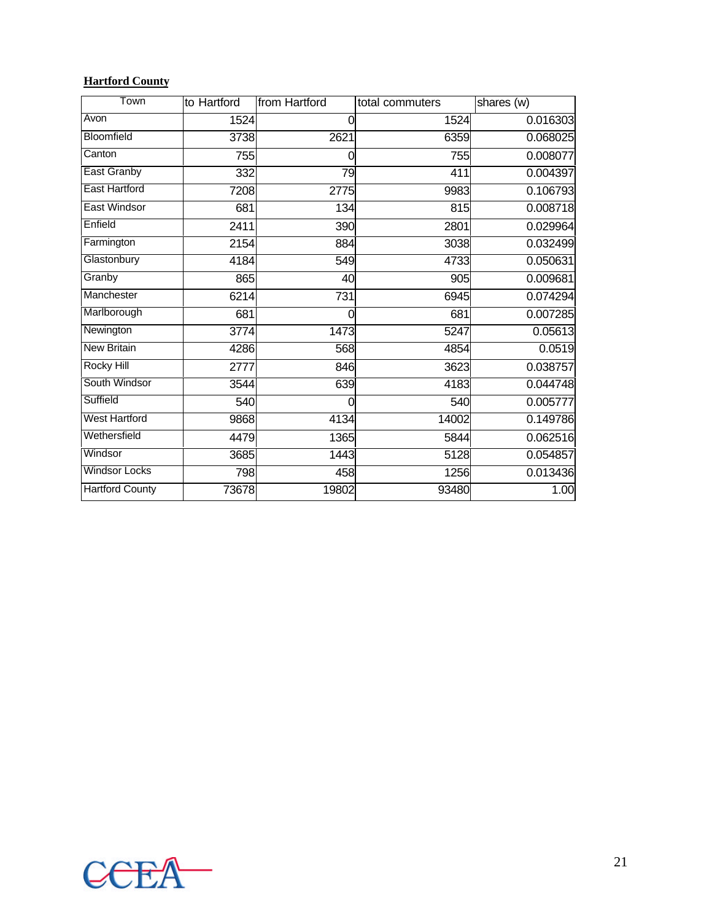**Hartford County**

| Town | to Hartford | from Hartford | total commuters | shares (w) |
|---|---|---|---|---|
| Avon | 1524 | 0 | 1524 | 0.016303 |
| Bloomfield | 3738 | 2621 | 6359 | 0.068025 |
| Canton | 755 | 0 | 755 | 0.008077 |
| East Granby | 332 | 79 | 411 | 0.004397 |
| East Hartford | 7208 | 2775 | 9983 | 0.106793 |
| East Windsor | 681 | 134 | 815 | 0.008718 |
| Enfield | 2411 | 390 | 2801 | 0.029964 |
| Farmington | 2154 | 884 | 3038 | 0.032499 |
| Glastonbury | 4184 | 549 | 4733 | 0.050631 |
| Granby | 865 | 40 | 905 | 0.009681 |
| Manchester | 6214 | 731 | 6945 | 0.074294 |
| Marlborough | 681 | 0 | 681 | 0.007285 |
| Newington | 3774 | 1473 | 5247 | 0.05613 |
| New Britain | 4286 | 568 | 4854 | 0.0519 |
| Rocky Hill | 2777 | 846 | 3623 | 0.038757 |
| South Windsor | 3544 | 639 | 4183 | 0.044748 |
| Suffield | 540 | 0 | 540 | 0.005777 |
| West Hartford | 9868 | 4134 | 14002 | 0.149786 |
| Wethersfield | 4479 | 1365 | 5844 | 0.062516 |
| Windsor | 3685 | 1443 | 5128 | 0.054857 |
| Windsor Locks | 798 | 458 | 1256 | 0.013436 |
| Hartford County | 73678 | 19802 | 93480 | 1.00 |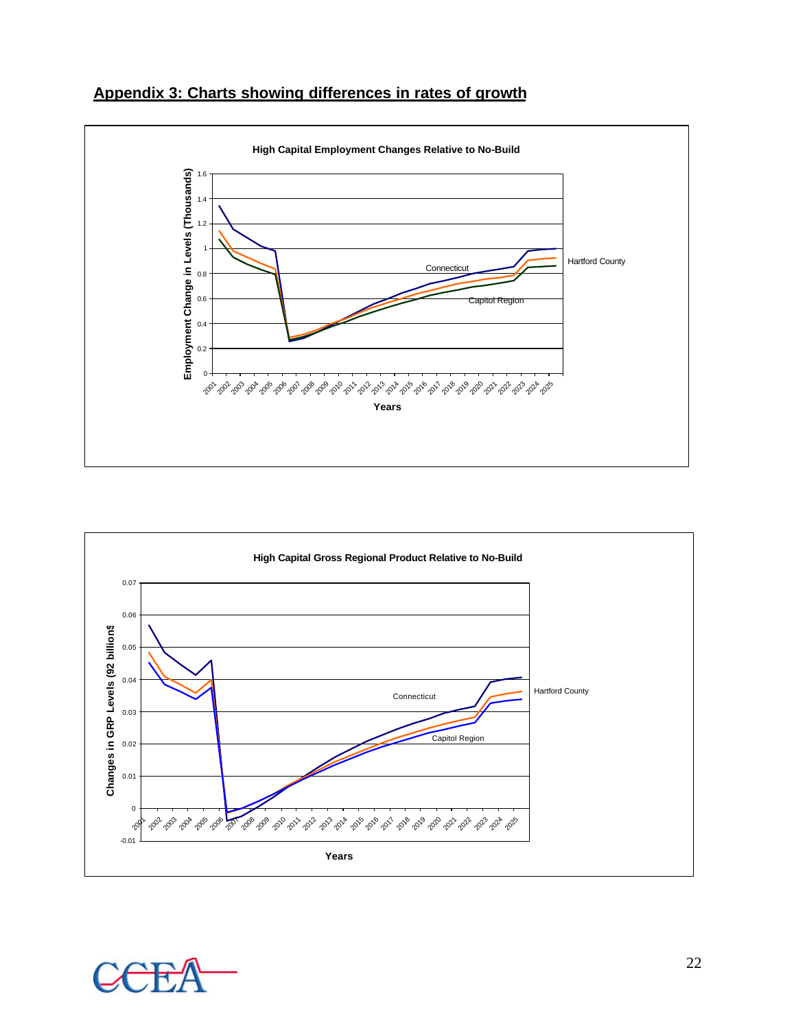## Appendix 3: Charts showing differences in rates of growth

**High Capital Employment Changes Relative to No-Build**

Employment Change in Levels (Thousands)

Years

Hartford County

Connecticut

Capitol Region

**High Capital Gross Regional Product Relative to No-Build**

Changes in GRP Levels (92 billions)

Years

Hartford County

Connecticut

Capitol Region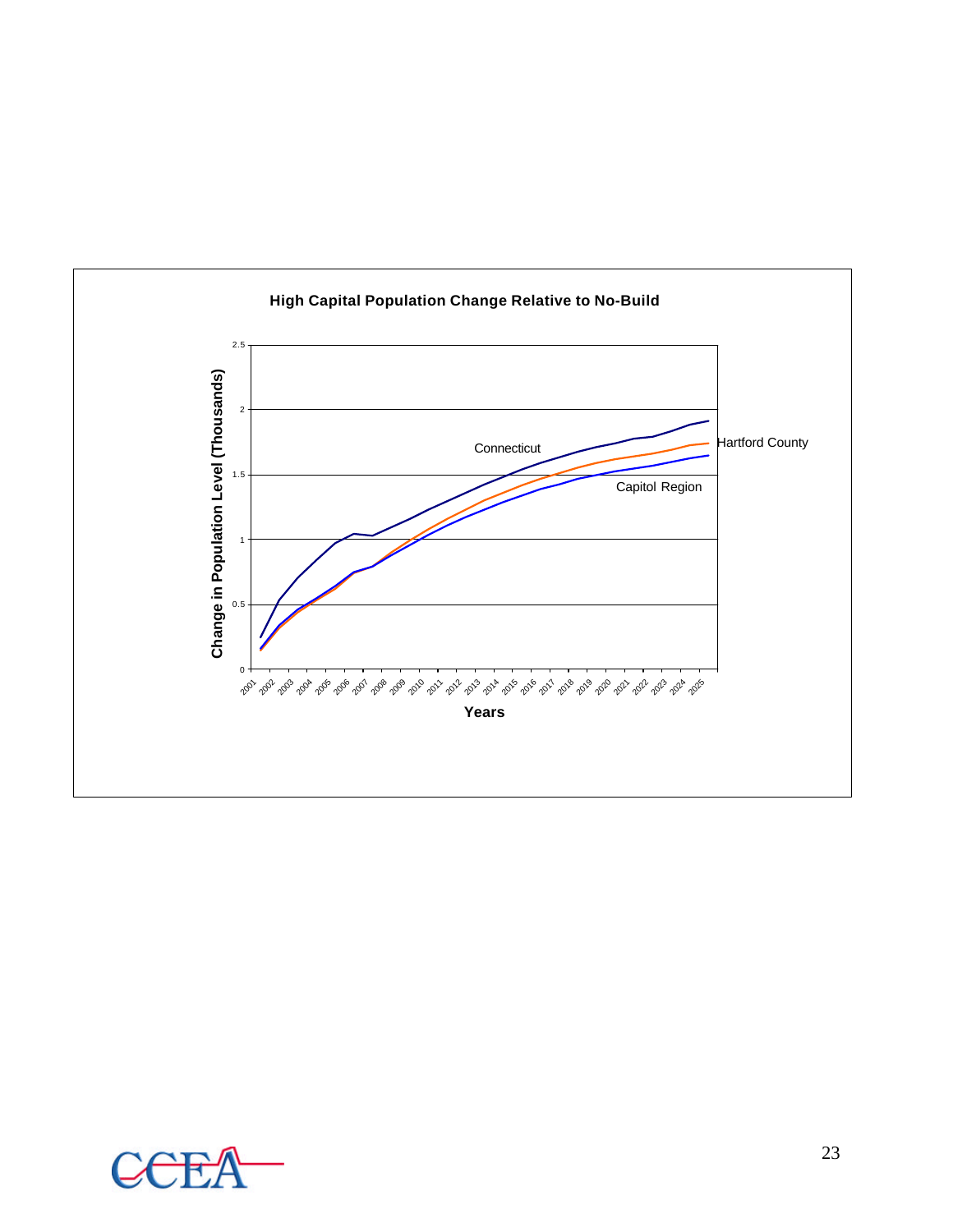**High Capital Population Change Relative to No-Build**

Change in Population Level (Thousands)

2.5

2

1.5

1

0.5

0

2001 2002 2003 2004 2005 2006 2007 2008 2009 2010 2011 2012 2013 2014 2015 2016 2017 2018 2019 2020 2021 2022 2023 2024 2025

**Years**

Connecticut

Hartford County

Capitol Region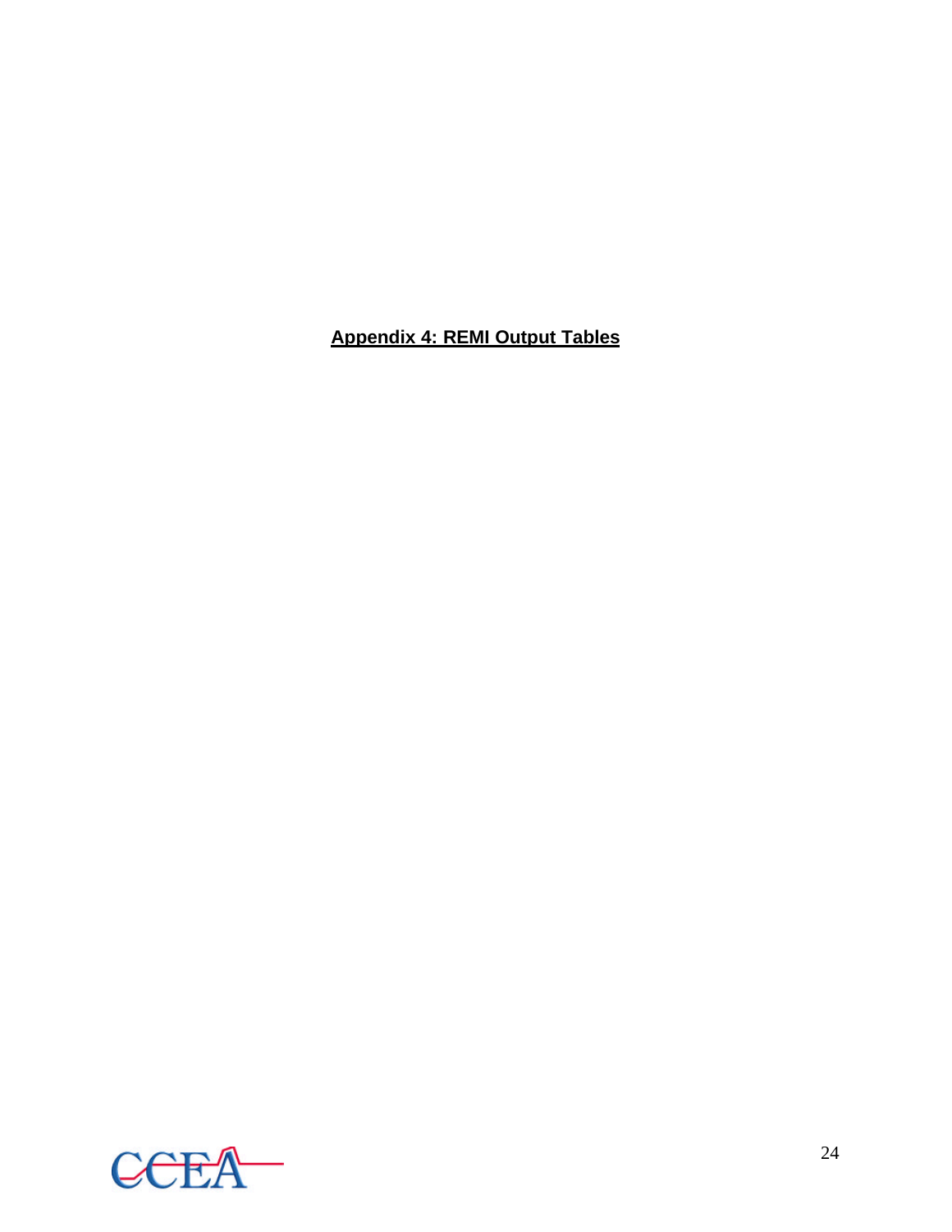**Appendix 4: REMI Output Tables**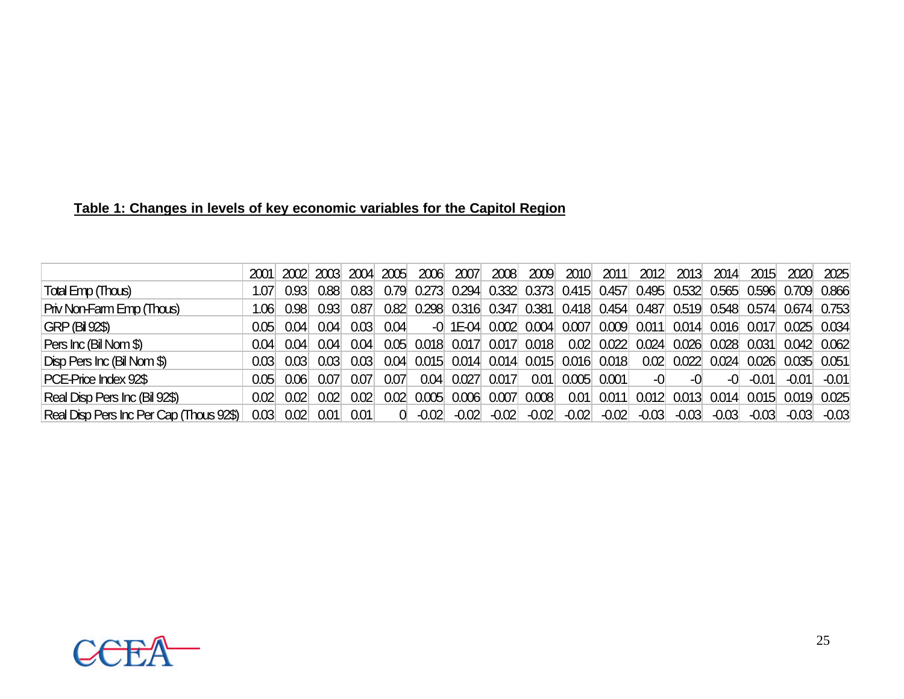**Table 1: Changes in levels of key economic variables for the Capitol Region**

| | 2001 | 2002 | 2003 | 2004 | 2005 | 2006 | 2007 | 2008 | 2009 | 2010 | 2011 | 2012 | 2013 | 2014 | 2015 | 2020 | 2025 |
|---|---|---|---|---|---|---|---|---|---|---|---|---|---|---|---|---|---|
| Total Emp (Thous) | 1.07 | 0.93 | 0.88 | 0.83 | 0.79 | 0.273 | 0.294 | 0.332 | 0.373 | 0.415 | 0.457 | 0.495 | 0.532 | 0.565 | 0.596 | 0.709 | 0.866 |
| Priv Non-Farm Emp (Thous) | 1.06 | 0.98 | 0.93 | 0.87 | 0.82 | 0.298 | 0.316 | 0.347 | 0.381 | 0.418 | 0.454 | 0.487 | 0.519 | 0.548 | 0.574 | 0.674 | 0.753 |
| GRP (Bil 92$) | 0.05 | 0.04 | 0.04 | 0.03 | 0.04 | -0 | 1E-04 | 0.002 | 0.004 | 0.007 | 0.009 | 0.011 | 0.014 | 0.016 | 0.017 | 0.025 | 0.034 |
| Pers Inc (Bil Nom $) | 0.04 | 0.04 | 0.04 | 0.04 | 0.05 | 0.018 | 0.017 | 0.017 | 0.018 | 0.02 | 0.022 | 0.024 | 0.026 | 0.028 | 0.031 | 0.042 | 0.062 |
| Disp Pers Inc (Bil Nom $) | 0.03 | 0.03 | 0.03 | 0.03 | 0.04 | 0.015 | 0.014 | 0.014 | 0.015 | 0.016 | 0.018 | 0.02 | 0.022 | 0.024 | 0.026 | 0.035 | 0.051 |
| PCE-Price Index 92$ | 0.05 | 0.06 | 0.07 | 0.07 | 0.07 | 0.04 | 0.027 | 0.017 | 0.01 | 0.005 | 0.001 | -0 | -0 | -0 | -0.01 | -0.01 | -0.01 |
| Real Disp Pers Inc (Bil 92$) | 0.02 | 0.02 | 0.02 | 0.02 | 0.02 | 0.005 | 0.006 | 0.007 | 0.008 | 0.01 | 0.011 | 0.012 | 0.013 | 0.014 | 0.015 | 0.019 | 0.025 |
| Real Disp Pers Inc Per Cap (Thous 92$) | 0.03 | 0.02 | 0.01 | 0.01 | 0 | -0.02 | -0.02 | -0.02 | -0.02 | -0.02 | -0.02 | -0.03 | -0.03 | -0.03 | -0.03 | -0.03 | -0.03 |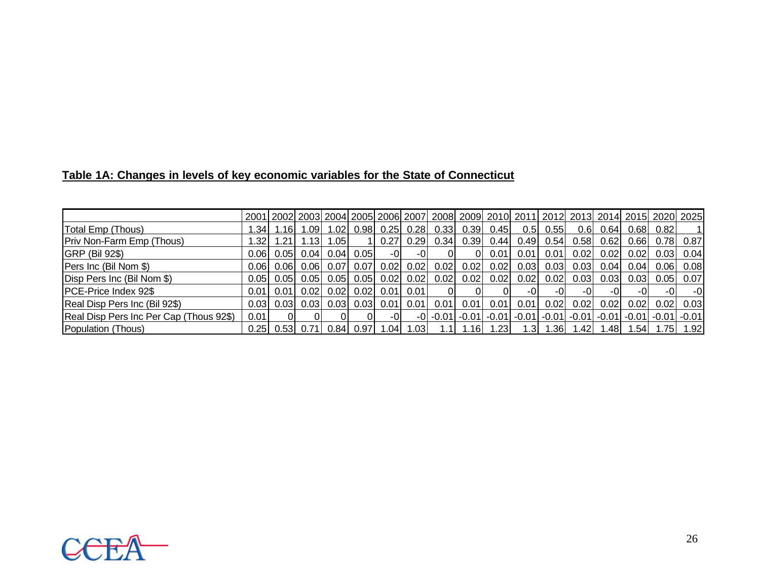**Table 1A: Changes in levels of key economic variables for the State of Connecticut**

| | 2001 | 2002 | 2003 | 2004 | 2005 | 2006 | 2007 | 2008 | 2009 | 2010 | 2011 | 2012 | 2013 | 2014 | 2015 | 2020 | 2025 |
|---|---|---|---|---|---|---|---|---|---|---|---|---|---|---|---|---|---|
| Total Emp (Thous) | 1.34 | 1.16 | 1.09 | 1.02 | 0.98 | 0.25 | 0.28 | 0.33 | 0.39 | 0.45 | 0.5 | 0.55 | 0.6 | 0.64 | 0.68 | 0.82 | 1 |
| Priv Non-Farm Emp (Thous) | 1.32 | 1.21 | 1.13 | 1.05 | 1 | 0.27 | 0.29 | 0.34 | 0.39 | 0.44 | 0.49 | 0.54 | 0.58 | 0.62 | 0.66 | 0.78 | 0.87 |
| GRP (Bil 92$) | 0.06 | 0.05 | 0.04 | 0.04 | 0.05 | -0 | -0 | 0 | 0 | 0.01 | 0.01 | 0.01 | 0.02 | 0.02 | 0.02 | 0.03 | 0.04 |
| Pers Inc (Bil Nom $) | 0.06 | 0.06 | 0.06 | 0.07 | 0.07 | 0.02 | 0.02 | 0.02 | 0.02 | 0.02 | 0.03 | 0.03 | 0.03 | 0.04 | 0.04 | 0.06 | 0.08 |
| Disp Pers Inc (Bil Nom $) | 0.05 | 0.05 | 0.05 | 0.05 | 0.05 | 0.02 | 0.02 | 0.02 | 0.02 | 0.02 | 0.02 | 0.02 | 0.03 | 0.03 | 0.03 | 0.05 | 0.07 |
| PCE-Price Index 92$ | 0.01 | 0.01 | 0.02 | 0.02 | 0.02 | 0.01 | 0.01 | 0 | 0 | 0 | -0 | -0 | -0 | -0 | -0 | -0 | -0 |
| Real Disp Pers Inc (Bil 92$) | 0.03 | 0.03 | 0.03 | 0.03 | 0.03 | 0.01 | 0.01 | 0.01 | 0.01 | 0.01 | 0.01 | 0.02 | 0.02 | 0.02 | 0.02 | 0.02 | 0.03 |
| Real Disp Pers Inc Per Cap (Thous 92$) | 0.01 | 0 | 0 | 0 | 0 | -0 | -0 | -0.01 | -0.01 | -0.01 | -0.01 | -0.01 | -0.01 | -0.01 | -0.01 | -0.01 | -0.01 |
| Population (Thous) | 0.25 | 0.53 | 0.71 | 0.84 | 0.97 | 1.04 | 1.03 | 1.1 | 1.16 | 1.23 | 1.3 | 1.36 | 1.42 | 1.48 | 1.54 | 1.75 | 1.92 |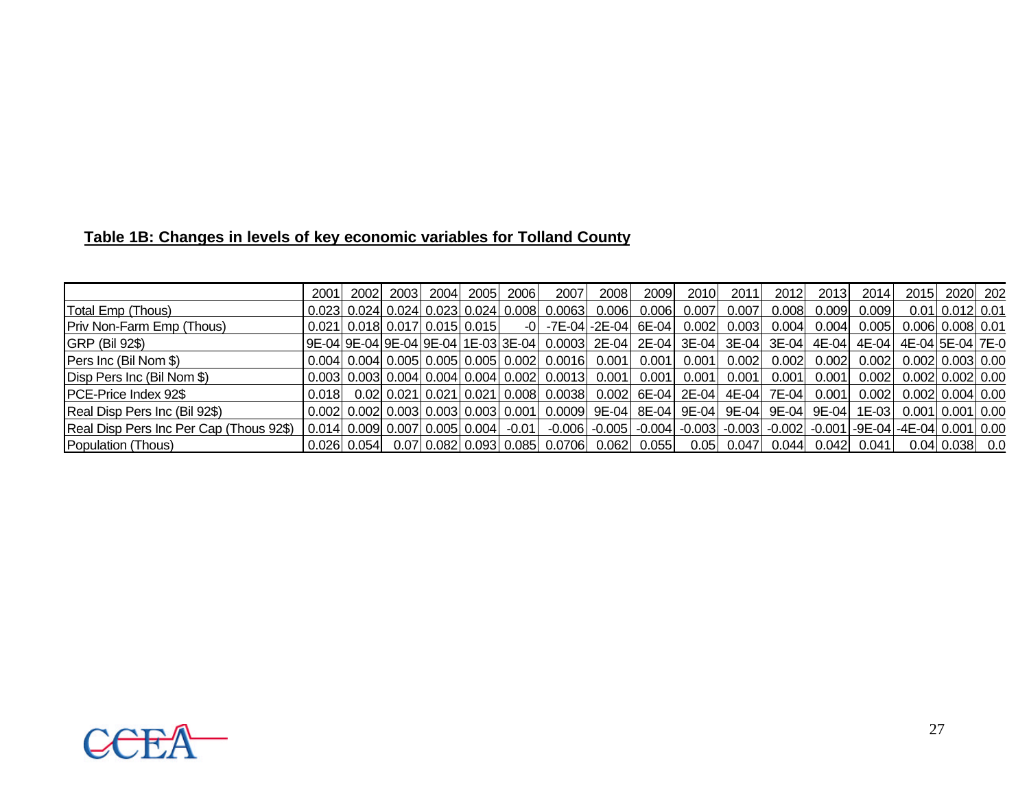## Table 1B: Changes in levels of key economic variables for Tolland County

| | 2001 | 2002 | 2003 | 2004 | 2005 | 2006 | 2007 | 2008 | 2009 | 2010 | 2011 | 2012 | 2013 | 2014 | 2015 | 2020 | 202 |
|---|---|---|---|---|---|---|---|---|---|---|---|---|---|---|---|---|---|
| Total Emp (Thous) | 0.023 | 0.024 | 0.024 | 0.023 | 0.024 | 0.008 | 0.0063 | 0.006 | 0.006 | 0.007 | 0.007 | 0.008 | 0.009 | 0.009 | 0.01 | 0.012 | 0.01 |
| Priv Non-Farm Emp (Thous) | 0.021 | 0.018 | 0.017 | 0.015 | 0.015 | -0 | -7E-04 | -2E-04 | 6E-04 | 0.002 | 0.003 | 0.004 | 0.004 | 0.005 | 0.006 | 0.008 | 0.01 |
| GRP (Bil 92$) | 9E-04 | 9E-04 | 9E-04 | 9E-04 | 1E-03 | 3E-04 | 0.0003 | 2E-04 | 2E-04 | 3E-04 | 3E-04 | 3E-04 | 4E-04 | 4E-04 | 4E-04 | 5E-04 | 7E-0 |
| Pers Inc (Bil Nom $) | 0.004 | 0.004 | 0.005 | 0.005 | 0.005 | 0.002 | 0.0016 | 0.001 | 0.001 | 0.001 | 0.002 | 0.002 | 0.002 | 0.002 | 0.002 | 0.003 | 0.00 |
| Disp Pers Inc (Bil Nom $) | 0.003 | 0.003 | 0.004 | 0.004 | 0.004 | 0.002 | 0.0013 | 0.001 | 0.001 | 0.001 | 0.001 | 0.001 | 0.001 | 0.002 | 0.002 | 0.002 | 0.00 |
| PCE-Price Index 92$ | 0.018 | 0.02 | 0.021 | 0.021 | 0.021 | 0.008 | 0.0038 | 0.002 | 6E-04 | 2E-04 | 4E-04 | 7E-04 | 0.001 | 0.002 | 0.002 | 0.004 | 0.00 |
| Real Disp Pers Inc (Bil 92$) | 0.002 | 0.002 | 0.003 | 0.003 | 0.003 | 0.001 | 0.0009 | 9E-04 | 8E-04 | 9E-04 | 9E-04 | 9E-04 | 9E-04 | 1E-03 | 0.001 | 0.001 | 0.00 |
| Real Disp Pers Inc Per Cap (Thous 92$) | 0.014 | 0.009 | 0.007 | 0.005 | 0.004 | -0.01 | -0.006 | -0.005 | -0.004 | -0.003 | -0.003 | -0.002 | -0.001 | -9E-04 | -4E-04 | 0.001 | 0.00 |
| Population (Thous) | 0.026 | 0.054 | 0.07 | 0.082 | 0.093 | 0.085 | 0.0706 | 0.062 | 0.055 | 0.05 | 0.047 | 0.044 | 0.042 | 0.041 | 0.04 | 0.038 | 0.0 |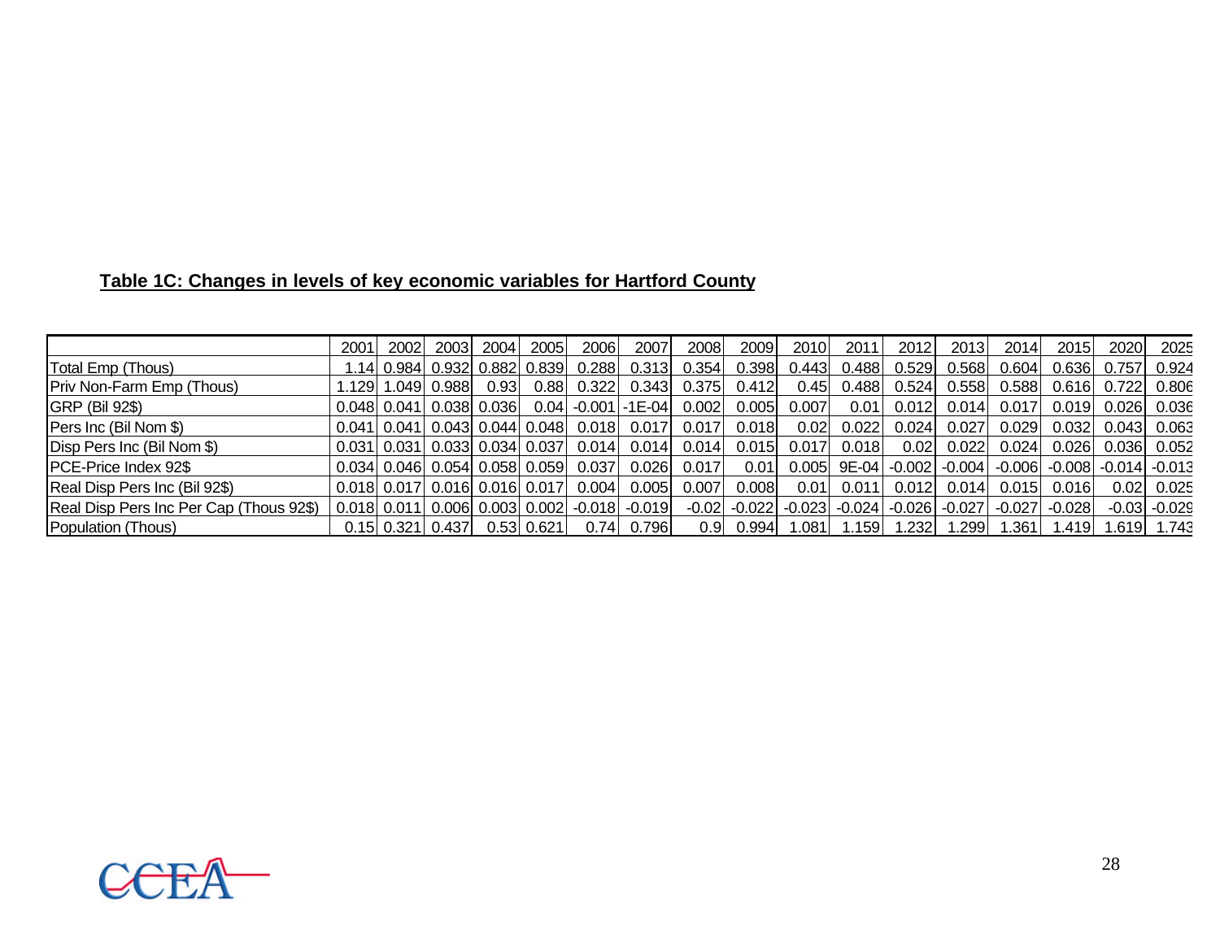**Table 1C: Changes in levels of key economic variables for Hartford County**

| | 2001 | 2002 | 2003 | 2004 | 2005 | 2006 | 2007 | 2008 | 2009 | 2010 | 2011 | 2012 | 2013 | 2014 | 2015 | 2020 | 2025 |
|---|---|---|---|---|---|---|---|---|---|---|---|---|---|---|---|---|---|
| Total Emp (Thous) | 1.14 | 0.984 | 0.932 | 0.882 | 0.839 | 0.288 | 0.313 | 0.354 | 0.398 | 0.443 | 0.488 | 0.529 | 0.568 | 0.604 | 0.636 | 0.757 | 0.924 |
| Priv Non-Farm Emp (Thous) | 1.129 | 1.049 | 0.988 | 0.93 | 0.88 | 0.322 | 0.343 | 0.375 | 0.412 | 0.45 | 0.488 | 0.524 | 0.558 | 0.588 | 0.616 | 0.722 | 0.806 |
| GRP (Bil 92$) | 0.048 | 0.041 | 0.038 | 0.036 | 0.04 | -0.001 | -1E-04 | 0.002 | 0.005 | 0.007 | 0.01 | 0.012 | 0.014 | 0.017 | 0.019 | 0.026 | 0.036 |
| Pers Inc (Bil Nom $) | 0.041 | 0.041 | 0.043 | 0.044 | 0.048 | 0.018 | 0.017 | 0.017 | 0.018 | 0.02 | 0.022 | 0.024 | 0.027 | 0.029 | 0.032 | 0.043 | 0.063 |
| Disp Pers Inc (Bil Nom $) | 0.031 | 0.031 | 0.033 | 0.034 | 0.037 | 0.014 | 0.014 | 0.014 | 0.015 | 0.017 | 0.018 | 0.02 | 0.022 | 0.024 | 0.026 | 0.036 | 0.052 |
| PCE-Price Index 92$ | 0.034 | 0.046 | 0.054 | 0.058 | 0.059 | 0.037 | 0.026 | 0.017 | 0.01 | 0.005 | 9E-04 | -0.002 | -0.004 | -0.006 | -0.008 | -0.014 | -0.013 |
| Real Disp Pers Inc (Bil 92$) | 0.018 | 0.017 | 0.016 | 0.016 | 0.017 | 0.004 | 0.005 | 0.007 | 0.008 | 0.01 | 0.011 | 0.012 | 0.014 | 0.015 | 0.016 | 0.02 | 0.025 |
| Real Disp Pers Inc Per Cap (Thous 92$) | 0.018 | 0.011 | 0.006 | 0.003 | 0.002 | -0.018 | -0.019 | -0.02 | -0.022 | -0.023 | -0.024 | -0.026 | -0.027 | -0.027 | -0.028 | -0.03 | -0.029 |
| Population (Thous) | 0.15 | 0.321 | 0.437 | 0.53 | 0.621 | 0.74 | 0.796 | 0.9 | 0.994 | 1.081 | 1.159 | 1.232 | 1.299 | 1.361 | 1.419 | 1.619 | 1.743 |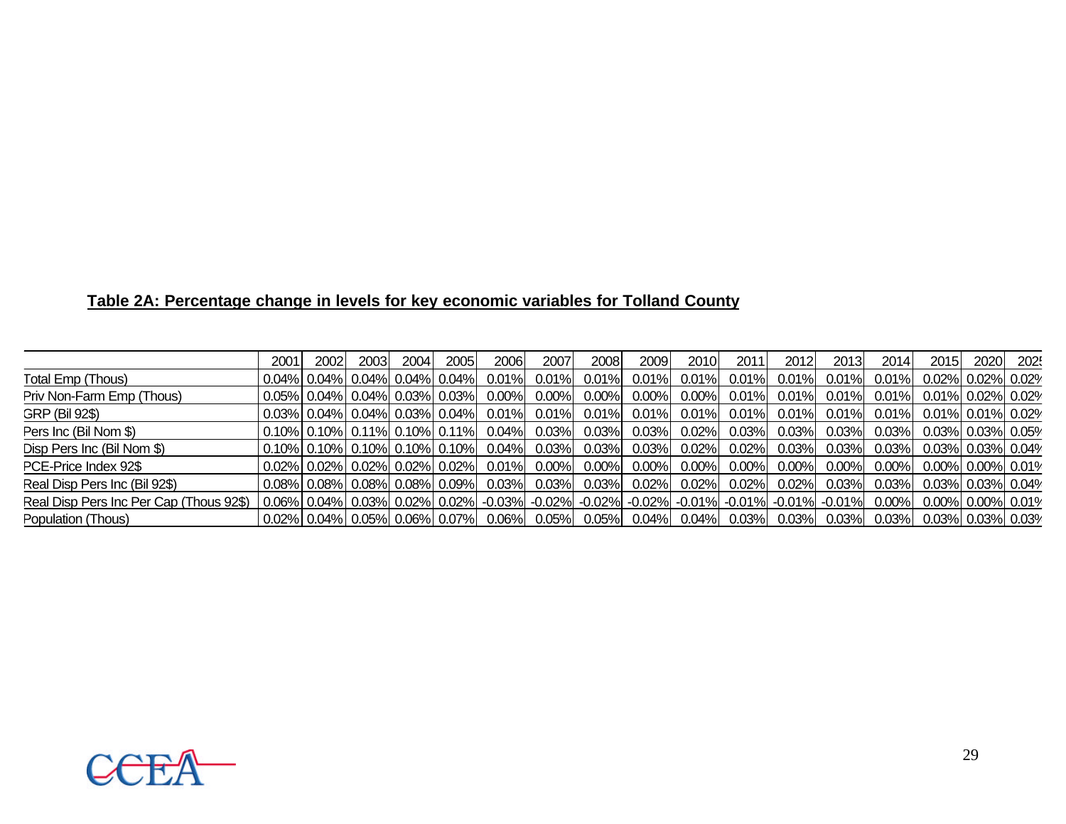**Table 2A: Percentage change in levels for key economic variables for Tolland County**

| | 2001 | 2002 | 2003 | 2004 | 2005 | 2006 | 2007 | 2008 | 2009 | 2010 | 2011 | 2012 | 2013 | 2014 | 2015 | 2020 | 2025 |
|---|---|---|---|---|---|---|---|---|---|---|---|---|---|---|---|---|---|
| Total Emp (Thous) | 0.04% | 0.04% | 0.04% | 0.04% | 0.04% | 0.01% | 0.01% | 0.01% | 0.01% | 0.01% | 0.01% | 0.01% | 0.01% | 0.01% | 0.02% | 0.02% | 0.02% |
| Priv Non-Farm Emp (Thous) | 0.05% | 0.04% | 0.04% | 0.03% | 0.03% | 0.00% | 0.00% | 0.00% | 0.00% | 0.00% | 0.01% | 0.01% | 0.01% | 0.01% | 0.01% | 0.02% | 0.02% |
| GRP (Bil 92$) | 0.03% | 0.04% | 0.04% | 0.03% | 0.04% | 0.01% | 0.01% | 0.01% | 0.01% | 0.01% | 0.01% | 0.01% | 0.01% | 0.01% | 0.01% | 0.01% | 0.02% |
| Pers Inc (Bil Nom $) | 0.10% | 0.10% | 0.11% | 0.10% | 0.11% | 0.04% | 0.03% | 0.03% | 0.03% | 0.02% | 0.03% | 0.03% | 0.03% | 0.03% | 0.03% | 0.03% | 0.05% |
| Disp Pers Inc (Bil Nom $) | 0.10% | 0.10% | 0.10% | 0.10% | 0.10% | 0.04% | 0.03% | 0.03% | 0.03% | 0.02% | 0.02% | 0.03% | 0.03% | 0.03% | 0.03% | 0.03% | 0.04% |
| PCE-Price Index 92$ | 0.02% | 0.02% | 0.02% | 0.02% | 0.02% | 0.01% | 0.00% | 0.00% | 0.00% | 0.00% | 0.00% | 0.00% | 0.00% | 0.00% | 0.00% | 0.00% | 0.01% |
| Real Disp Pers Inc (Bil 92$) | 0.08% | 0.08% | 0.08% | 0.08% | 0.09% | 0.03% | 0.03% | 0.03% | 0.02% | 0.02% | 0.02% | 0.02% | 0.03% | 0.03% | 0.03% | 0.03% | 0.04% |
| Real Disp Pers Inc Per Cap (Thous 92$) | 0.06% | 0.04% | 0.03% | 0.02% | 0.02% | -0.03% | -0.02% | -0.02% | -0.02% | -0.01% | -0.01% | -0.01% | -0.01% | 0.00% | 0.00% | 0.00% | 0.01% |
| Population (Thous) | 0.02% | 0.04% | 0.05% | 0.06% | 0.07% | 0.06% | 0.05% | 0.05% | 0.04% | 0.04% | 0.03% | 0.03% | 0.03% | 0.03% | 0.03% | 0.03% | 0.03% |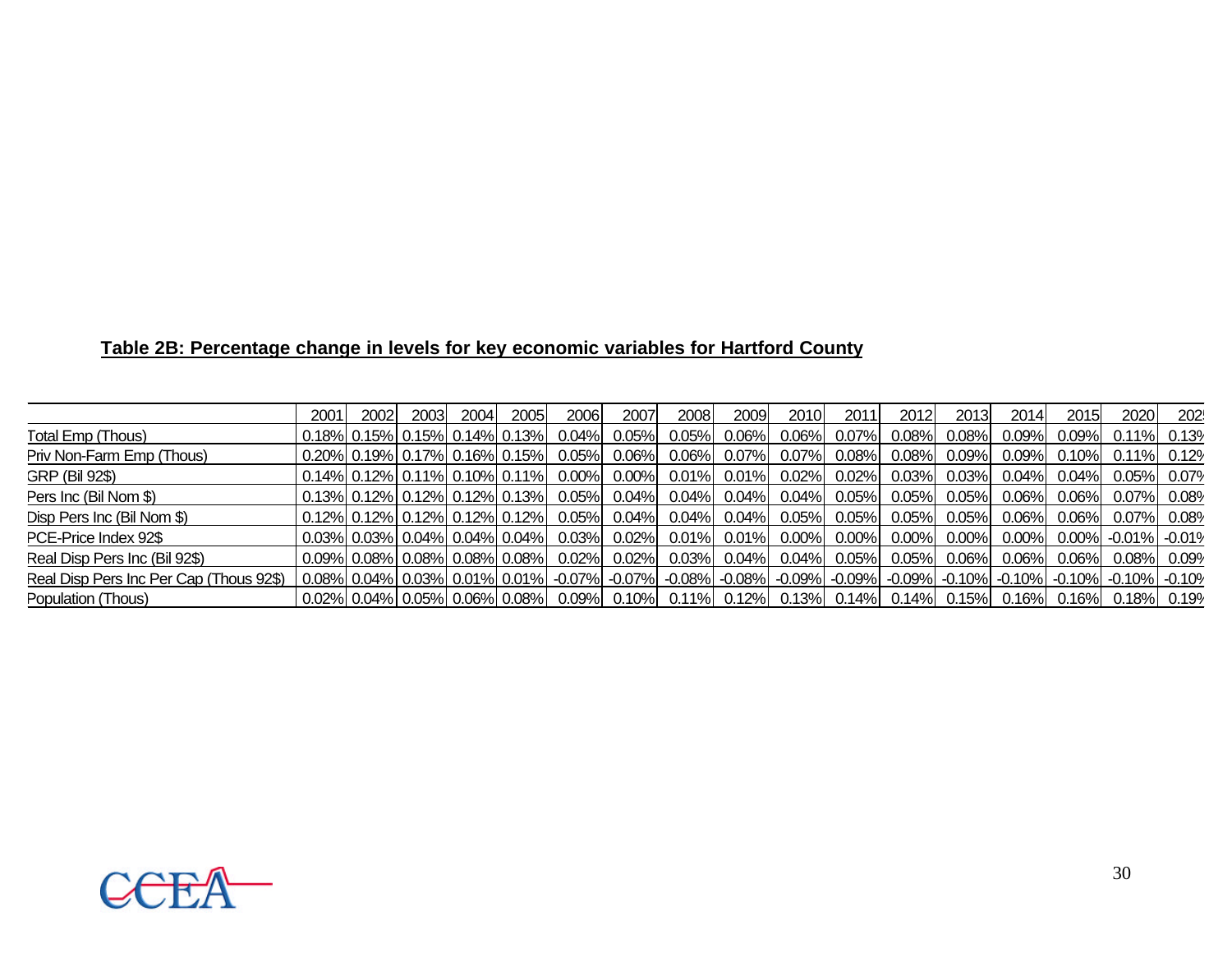**Table 2B: Percentage change in levels for key economic variables for Hartford County**

| | 2001 | 2002 | 2003 | 2004 | 2005 | 2006 | 2007 | 2008 | 2009 | 2010 | 2011 | 2012 | 2013 | 2014 | 2015 | 2020 | 2025 |
|---|---|---|---|---|---|---|---|---|---|---|---|---|---|---|---|---|---|
| Total Emp (Thous) | 0.18% | 0.15% | 0.15% | 0.14% | 0.13% | 0.04% | 0.05% | 0.05% | 0.06% | 0.06% | 0.07% | 0.08% | 0.08% | 0.09% | 0.09% | 0.11% | 0.13% |
| Priv Non-Farm Emp (Thous) | 0.20% | 0.19% | 0.17% | 0.16% | 0.15% | 0.05% | 0.06% | 0.06% | 0.07% | 0.07% | 0.08% | 0.08% | 0.09% | 0.09% | 0.10% | 0.11% | 0.12% |
| GRP (Bil 92$) | 0.14% | 0.12% | 0.11% | 0.10% | 0.11% | 0.00% | 0.00% | 0.01% | 0.01% | 0.02% | 0.02% | 0.03% | 0.03% | 0.04% | 0.04% | 0.05% | 0.07% |
| Pers Inc (Bil Nom $) | 0.13% | 0.12% | 0.12% | 0.12% | 0.13% | 0.05% | 0.04% | 0.04% | 0.04% | 0.04% | 0.05% | 0.05% | 0.05% | 0.06% | 0.06% | 0.07% | 0.08% |
| Disp Pers Inc (Bil Nom $) | 0.12% | 0.12% | 0.12% | 0.12% | 0.12% | 0.05% | 0.04% | 0.04% | 0.04% | 0.05% | 0.05% | 0.05% | 0.05% | 0.06% | 0.06% | 0.07% | 0.08% |
| PCE-Price Index 92$ | 0.03% | 0.03% | 0.04% | 0.04% | 0.04% | 0.03% | 0.02% | 0.01% | 0.01% | 0.00% | 0.00% | 0.00% | 0.00% | 0.00% | 0.00% | -0.01% | -0.01% |
| Real Disp Pers Inc (Bil 92$) | 0.09% | 0.08% | 0.08% | 0.08% | 0.08% | 0.02% | 0.02% | 0.03% | 0.04% | 0.04% | 0.05% | 0.05% | 0.06% | 0.06% | 0.06% | 0.08% | 0.09% |
| Real Disp Pers Inc Per Cap (Thous 92$) | 0.08% | 0.04% | 0.03% | 0.01% | 0.01% | -0.07% | -0.07% | -0.08% | -0.08% | -0.09% | -0.09% | -0.09% | -0.10% | -0.10% | -0.10% | -0.10% | -0.10% |
| Population (Thous) | 0.02% | 0.04% | 0.05% | 0.06% | 0.08% | 0.09% | 0.10% | 0.11% | 0.12% | 0.13% | 0.14% | 0.14% | 0.15% | 0.16% | 0.16% | 0.18% | 0.19% |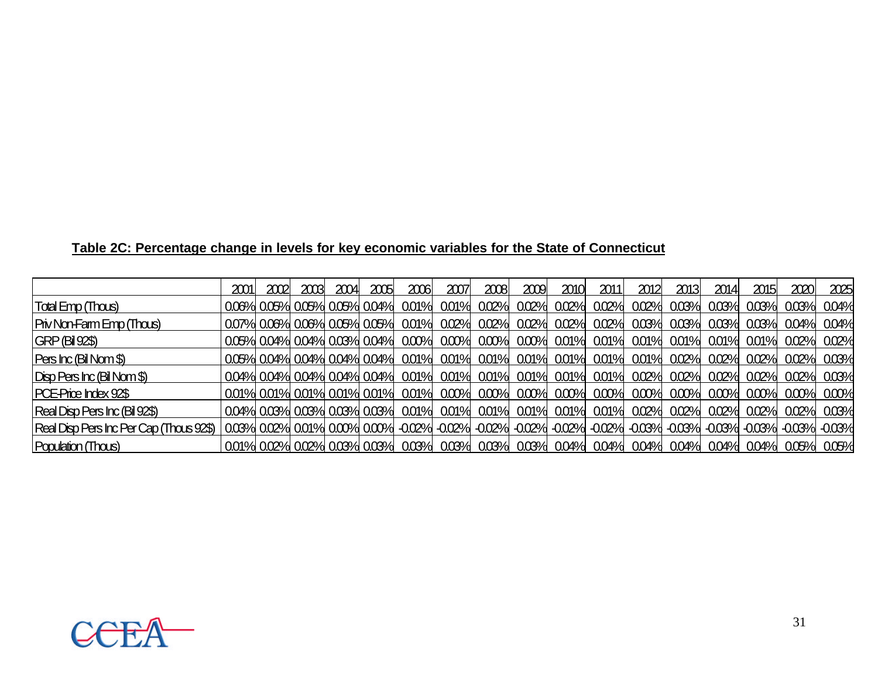**Table 2C: Percentage change in levels for key economic variables for the State of Connecticut**

| | 2001 | 2002 | 2003 | 2004 | 2005 | 2006 | 2007 | 2008 | 2009 | 2010 | 2011 | 2012 | 2013 | 2014 | 2015 | 2020 | 2025 |
|---|---|---|---|---|---|---|---|---|---|---|---|---|---|---|---|---|---|
| Total Emp (Thous) | 0.06% | 0.05% | 0.05% | 0.05% | 0.04% | 0.01% | 0.01% | 0.02% | 0.02% | 0.02% | 0.02% | 0.02% | 0.03% | 0.03% | 0.03% | 0.03% | 0.04% |
| Priv Non-Farm Emp (Thous) | 0.07% | 0.06% | 0.06% | 0.05% | 0.05% | 0.01% | 0.02% | 0.02% | 0.02% | 0.02% | 0.02% | 0.03% | 0.03% | 0.03% | 0.03% | 0.04% | 0.04% |
| GRP (Bil 92$) | 0.05% | 0.04% | 0.04% | 0.03% | 0.04% | 0.00% | 0.00% | 0.00% | 0.00% | 0.01% | 0.01% | 0.01% | 0.01% | 0.01% | 0.01% | 0.02% | 0.02% |
| Pers Inc (Bil Nom $) | 0.05% | 0.04% | 0.04% | 0.04% | 0.04% | 0.01% | 0.01% | 0.01% | 0.01% | 0.01% | 0.01% | 0.01% | 0.02% | 0.02% | 0.02% | 0.02% | 0.03% |
| Disp Pers Inc (Bil Nom $) | 0.04% | 0.04% | 0.04% | 0.04% | 0.04% | 0.01% | 0.01% | 0.01% | 0.01% | 0.01% | 0.01% | 0.02% | 0.02% | 0.02% | 0.02% | 0.02% | 0.03% |
| PCE-Price Index 92$ | 0.01% | 0.01% | 0.01% | 0.01% | 0.01% | 0.01% | 0.00% | 0.00% | 0.00% | 0.00% | 0.00% | 0.00% | 0.00% | 0.00% | 0.00% | 0.00% | 0.00% |
| Real Disp Pers Inc (Bil 92$) | 0.04% | 0.03% | 0.03% | 0.03% | 0.03% | 0.01% | 0.01% | 0.01% | 0.01% | 0.01% | 0.01% | 0.02% | 0.02% | 0.02% | 0.02% | 0.02% | 0.03% |
| Real Disp Pers Inc Per Cap (Thous 92$) | 0.03% | 0.02% | 0.01% | 0.00% | 0.00% | -0.02% | -0.02% | -0.02% | -0.02% | -0.02% | -0.02% | -0.03% | -0.03% | -0.03% | -0.03% | -0.03% | -0.03% |
| Population (Thous) | 0.01% | 0.02% | 0.02% | 0.03% | 0.03% | 0.03% | 0.03% | 0.03% | 0.03% | 0.04% | 0.04% | 0.04% | 0.04% | 0.04% | 0.04% | 0.05% | 0.05% |

CCEA